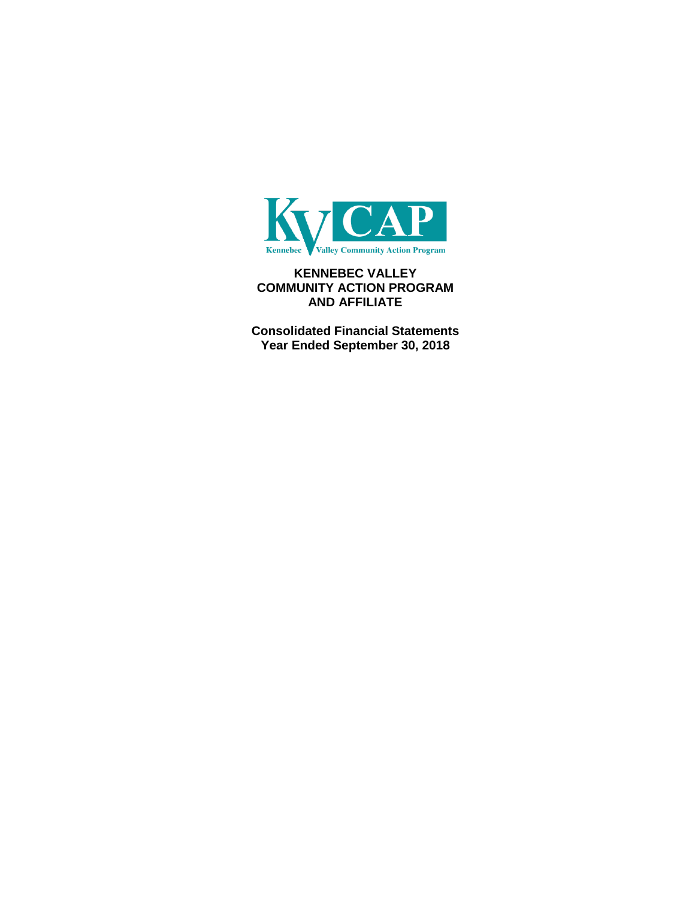KVCAP

Kennebec Valley Community Action Program

# KENNEBEC VALLEY COMMUNITY ACTION PROGRAM AND AFFILIATE

## Consolidated Financial Statements
## Year Ended September 30, 2018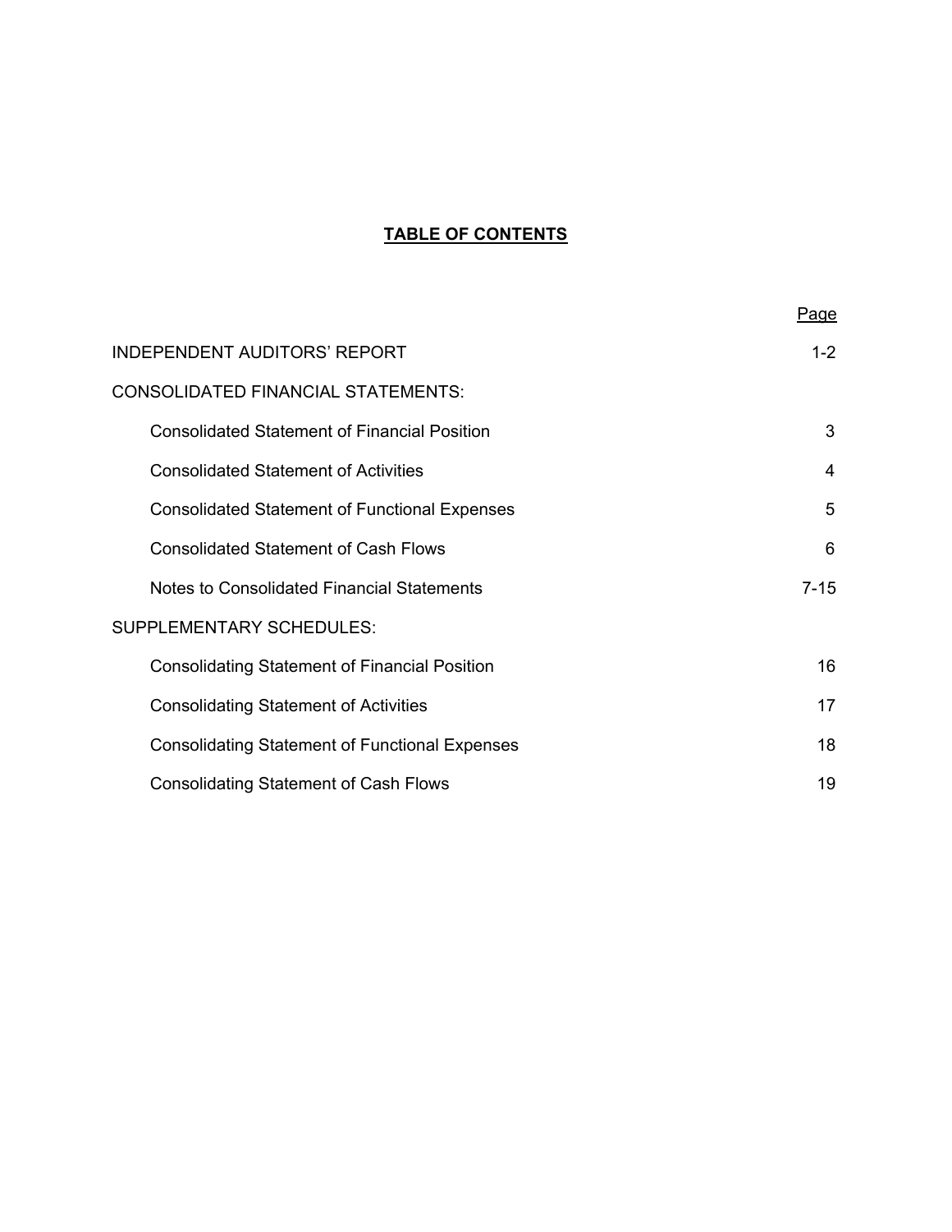# TABLE OF CONTENTS

| | Page |
|---|---|
| INDEPENDENT AUDITORS' REPORT | 1-2 |
| CONSOLIDATED FINANCIAL STATEMENTS: | |
| Consolidated Statement of Financial Position | 3 |
| Consolidated Statement of Activities | 4 |
| Consolidated Statement of Functional Expenses | 5 |
| Consolidated Statement of Cash Flows | 6 |
| Notes to Consolidated Financial Statements | 7-15 |
| SUPPLEMENTARY SCHEDULES: | |
| Consolidating Statement of Financial Position | 16 |
| Consolidating Statement of Activities | 17 |
| Consolidating Statement of Functional Expenses | 18 |
| Consolidating Statement of Cash Flows | 19 |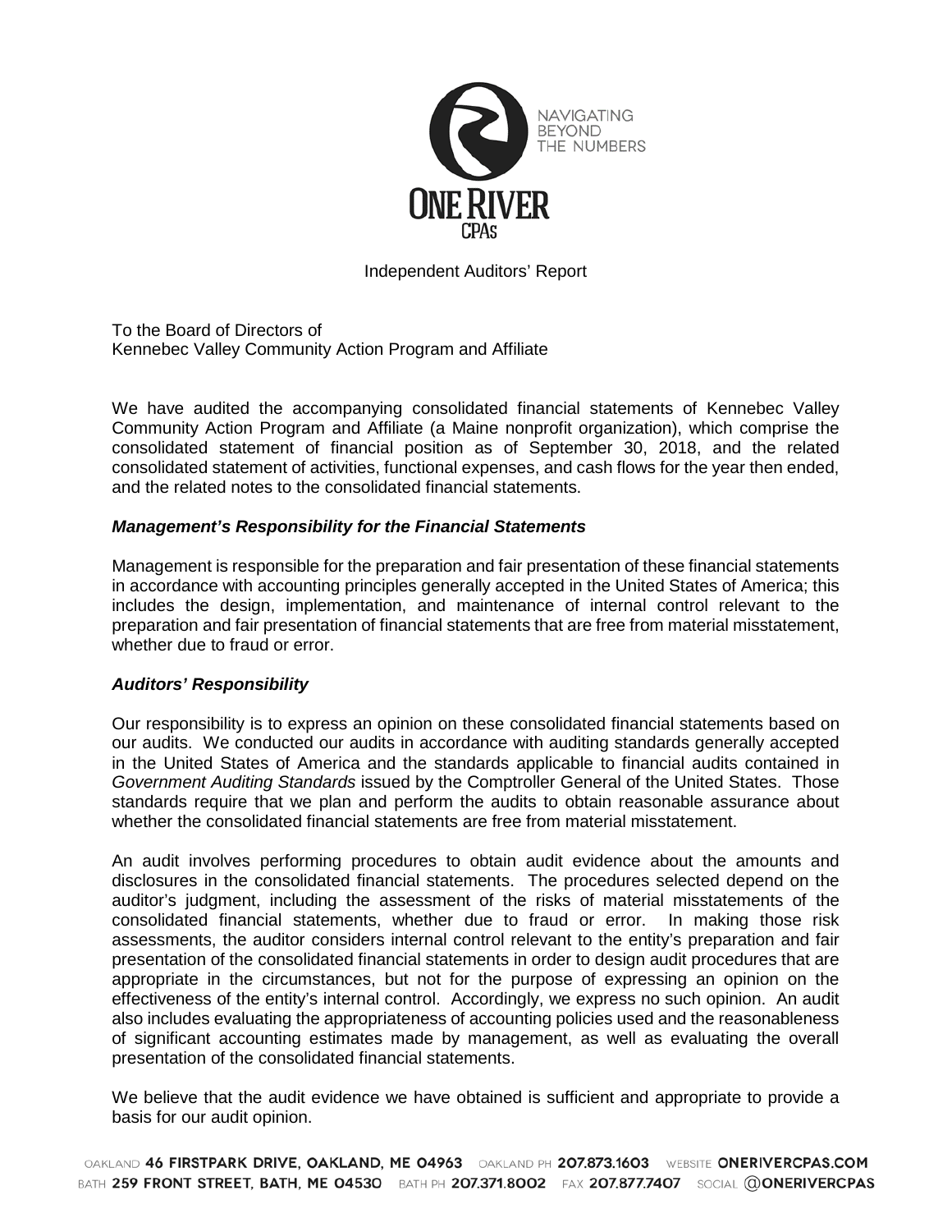# Independent Auditors' Report

To the Board of Directors of
Kennebec Valley Community Action Program and Affiliate

We have audited the accompanying consolidated financial statements of Kennebec Valley Community Action Program and Affiliate (a Maine nonprofit organization), which comprise the consolidated statement of financial position as of September 30, 2018, and the related consolidated statement of activities, functional expenses, and cash flows for the year then ended, and the related notes to the consolidated financial statements.

### *Management's Responsibility for the Financial Statements*

Management is responsible for the preparation and fair presentation of these financial statements in accordance with accounting principles generally accepted in the United States of America; this includes the design, implementation, and maintenance of internal control relevant to the preparation and fair presentation of financial statements that are free from material misstatement, whether due to fraud or error.

### *Auditors' Responsibility*

Our responsibility is to express an opinion on these consolidated financial statements based on our audits. We conducted our audits in accordance with auditing standards generally accepted in the United States of America and the standards applicable to financial audits contained in *Government Auditing Standards* issued by the Comptroller General of the United States. Those standards require that we plan and perform the audits to obtain reasonable assurance about whether the consolidated financial statements are free from material misstatement.

An audit involves performing procedures to obtain audit evidence about the amounts and disclosures in the consolidated financial statements. The procedures selected depend on the auditor's judgment, including the assessment of the risks of material misstatements of the consolidated financial statements, whether due to fraud or error. In making those risk assessments, the auditor considers internal control relevant to the entity's preparation and fair presentation of the consolidated financial statements in order to design audit procedures that are appropriate in the circumstances, but not for the purpose of expressing an opinion on the effectiveness of the entity's internal control. Accordingly, we express no such opinion. An audit also includes evaluating the appropriateness of accounting policies used and the reasonableness of significant accounting estimates made by management, as well as evaluating the overall presentation of the consolidated financial statements.

We believe that the audit evidence we have obtained is sufficient and appropriate to provide a basis for our audit opinion.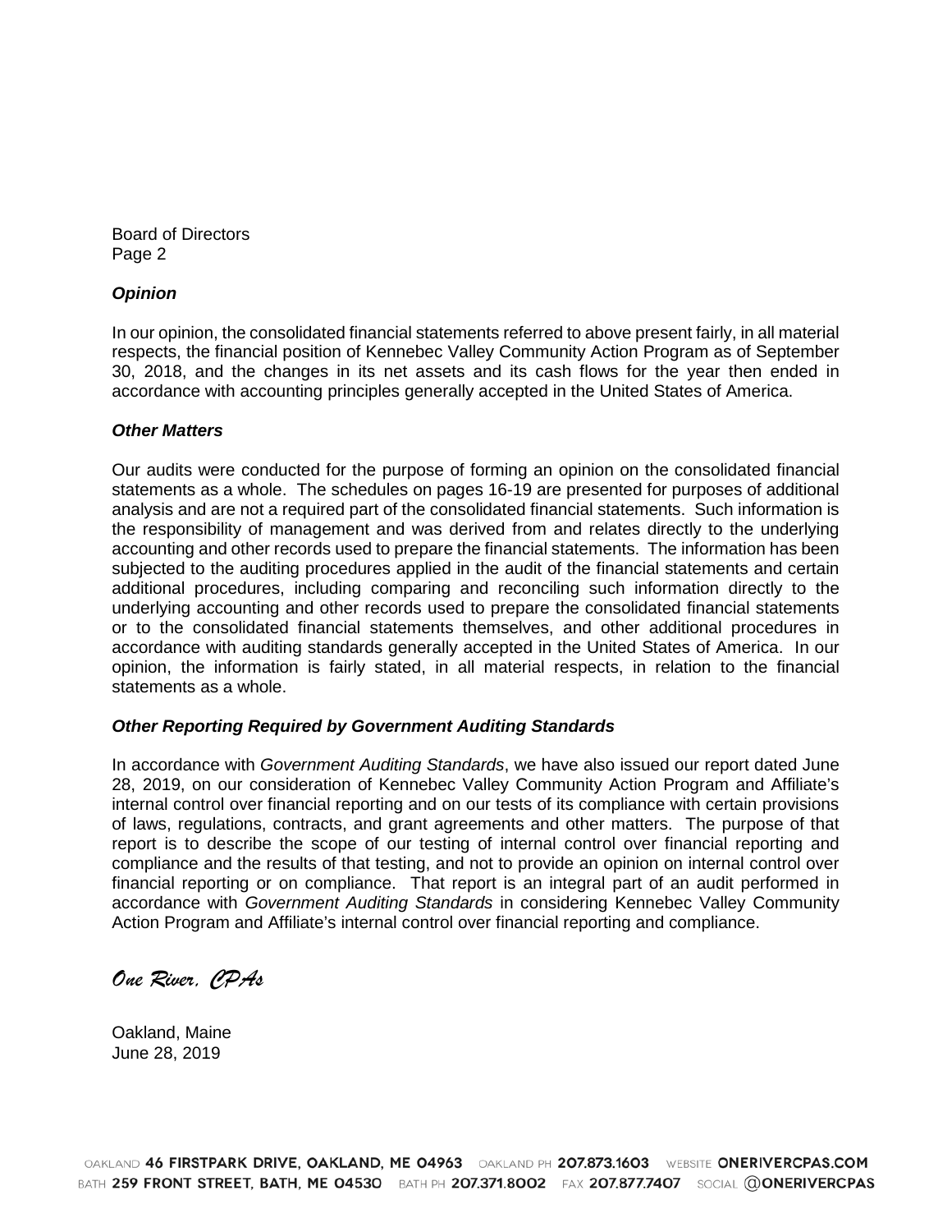Board of Directors
Page 2

### *Opinion*

In our opinion, the consolidated financial statements referred to above present fairly, in all material respects, the financial position of Kennebec Valley Community Action Program as of September 30, 2018, and the changes in its net assets and its cash flows for the year then ended in accordance with accounting principles generally accepted in the United States of America.

### *Other Matters*

Our audits were conducted for the purpose of forming an opinion on the consolidated financial statements as a whole. The schedules on pages 16-19 are presented for purposes of additional analysis and are not a required part of the consolidated financial statements. Such information is the responsibility of management and was derived from and relates directly to the underlying accounting and other records used to prepare the financial statements. The information has been subjected to the auditing procedures applied in the audit of the financial statements and certain additional procedures, including comparing and reconciling such information directly to the underlying accounting and other records used to prepare the consolidated financial statements or to the consolidated financial statements themselves, and other additional procedures in accordance with auditing standards generally accepted in the United States of America. In our opinion, the information is fairly stated, in all material respects, in relation to the financial statements as a whole.

### *Other Reporting Required by Government Auditing Standards*

In accordance with *Government Auditing Standards*, we have also issued our report dated June 28, 2019, on our consideration of Kennebec Valley Community Action Program and Affiliate's internal control over financial reporting and on our tests of its compliance with certain provisions of laws, regulations, contracts, and grant agreements and other matters. The purpose of that report is to describe the scope of our testing of internal control over financial reporting and compliance and the results of that testing, and not to provide an opinion on internal control over financial reporting or on compliance. That report is an integral part of an audit performed in accordance with *Government Auditing Standards* in considering Kennebec Valley Community Action Program and Affiliate's internal control over financial reporting and compliance.

*One River, CPAs*

Oakland, Maine
June 28, 2019

OAKLAND 46 FIRSTPARK DRIVE, OAKLAND, ME 04963 OAKLAND PH 207.873.1603 WEBSITE ONERIVERCPAS.COM
BATH 259 FRONT STREET, BATH, ME 04530 BATH PH 207.371.8002 FAX 207.877.7407 SOCIAL @ONERIVERCPAS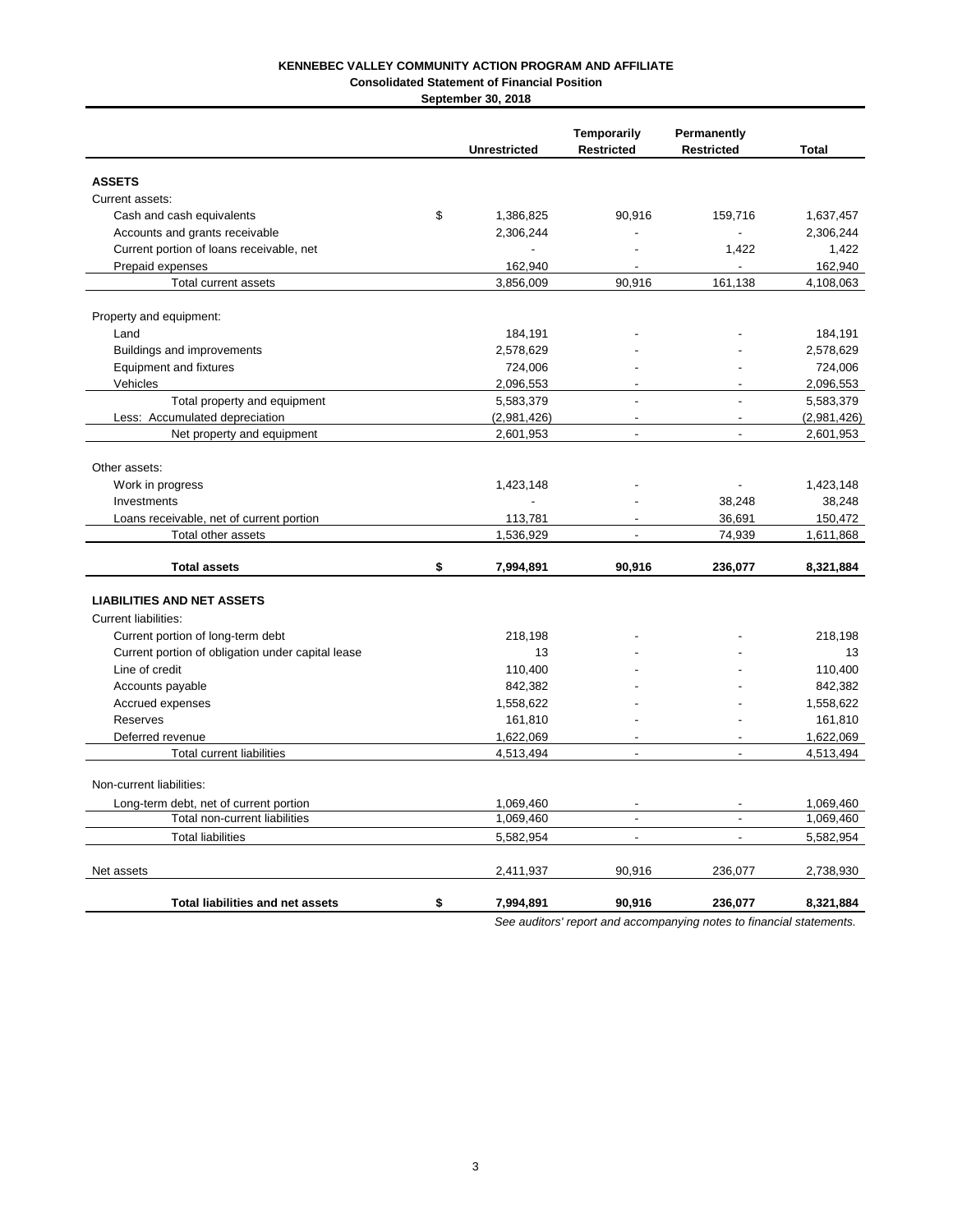**KENNEBEC VALLEY COMMUNITY ACTION PROGRAM AND AFFILIATE**
**Consolidated Statement of Financial Position**
**September 30, 2018**

| | Unrestricted | Temporarily Restricted | Permanently Restricted | Total |
|---|---|---|---|---|
| **ASSETS** | | | | |
| Current assets: | | | | |
| Cash and cash equivalents | $ 1,386,825 | 90,916 | 159,716 | 1,637,457 |
| Accounts and grants receivable | 2,306,244 | - | - | 2,306,244 |
| Current portion of loans receivable, net | - | - | 1,422 | 1,422 |
| Prepaid expenses | 162,940 | - | - | 162,940 |
| Total current assets | 3,856,009 | 90,916 | 161,138 | 4,108,063 |
| Property and equipment: | | | | |
| Land | 184,191 | - | - | 184,191 |
| Buildings and improvements | 2,578,629 | - | - | 2,578,629 |
| Equipment and fixtures | 724,006 | - | - | 724,006 |
| Vehicles | 2,096,553 | - | - | 2,096,553 |
| Total property and equipment | 5,583,379 | - | - | 5,583,379 |
| Less: Accumulated depreciation | (2,981,426) | - | - | (2,981,426) |
| Net property and equipment | 2,601,953 | - | - | 2,601,953 |
| Other assets: | | | | |
| Work in progress | 1,423,148 | - | - | 1,423,148 |
| Investments | - | - | 38,248 | 38,248 |
| Loans receivable, net of current portion | 113,781 | - | 36,691 | 150,472 |
| Total other assets | 1,536,929 | - | 74,939 | 1,611,868 |
| **Total assets** | **$ 7,994,891** | **90,916** | **236,077** | **8,321,884** |
| **LIABILITIES AND NET ASSETS** | | | | |
| Current liabilities: | | | | |
| Current portion of long-term debt | 218,198 | - | - | 218,198 |
| Current portion of obligation under capital lease | 13 | - | - | 13 |
| Line of credit | 110,400 | - | - | 110,400 |
| Accounts payable | 842,382 | - | - | 842,382 |
| Accrued expenses | 1,558,622 | - | - | 1,558,622 |
| Reserves | 161,810 | - | - | 161,810 |
| Deferred revenue | 1,622,069 | - | - | 1,622,069 |
| Total current liabilities | 4,513,494 | - | - | 4,513,494 |
| Non-current liabilities: | | | | |
| Long-term debt, net of current portion | 1,069,460 | - | - | 1,069,460 |
| Total non-current liabilities | 1,069,460 | - | - | 1,069,460 |
| Total liabilities | 5,582,954 | - | - | 5,582,954 |
| Net assets | 2,411,937 | 90,916 | 236,077 | 2,738,930 |
| **Total liabilities and net assets** | **$ 7,994,891** | **90,916** | **236,077** | **8,321,884** |

*See auditors' report and accompanying notes to financial statements.*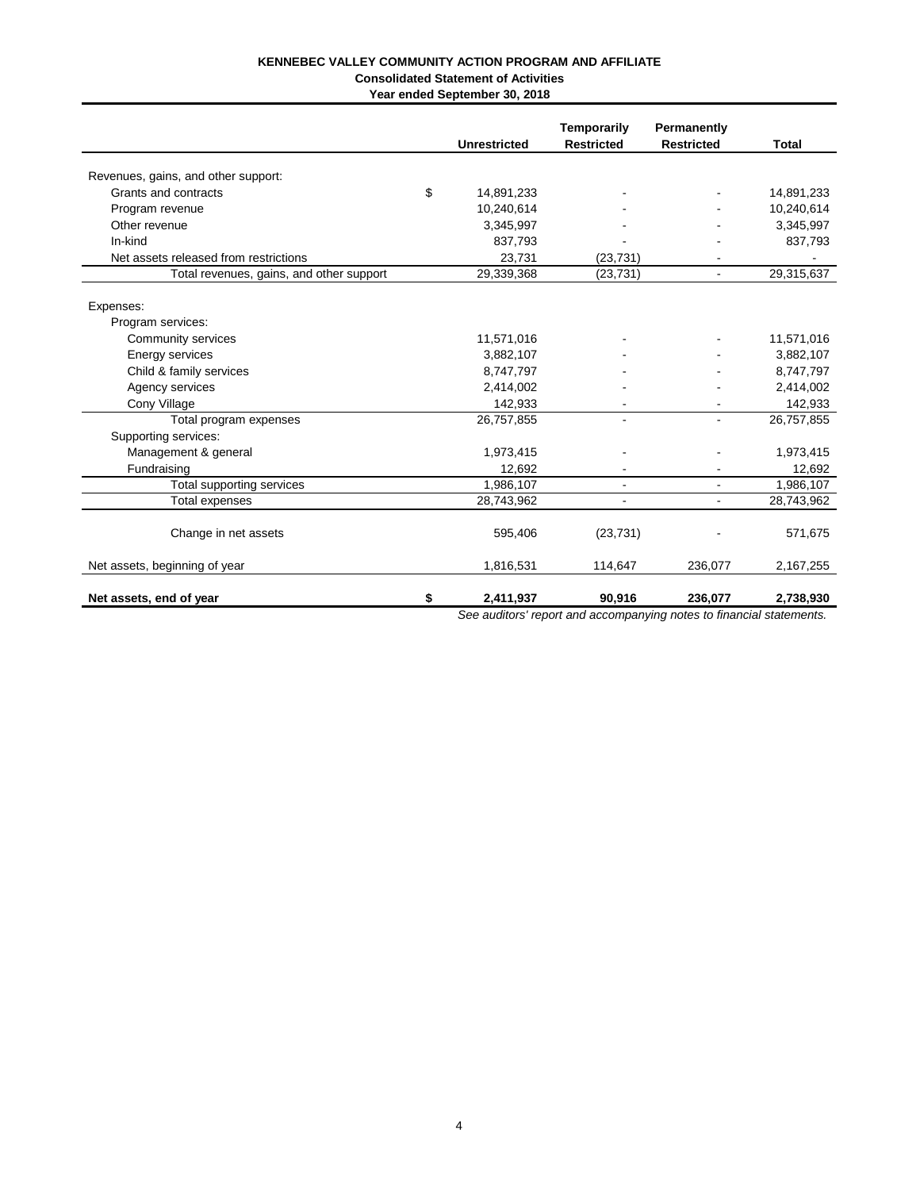**KENNEBEC VALLEY COMMUNITY ACTION PROGRAM AND AFFILIATE**
**Consolidated Statement of Activities**
**Year ended September 30, 2018**

| | Unrestricted | Temporarily Restricted | Permanently Restricted | Total |
|---|---|---|---|---|
| Revenues, gains, and other support: | | | | |
| Grants and contracts | $ 14,891,233 | - | - | 14,891,233 |
| Program revenue | 10,240,614 | - | - | 10,240,614 |
| Other revenue | 3,345,997 | - | - | 3,345,997 |
| In-kind | 837,793 | - | - | 837,793 |
| Net assets released from restrictions | 23,731 | (23,731) | - | - |
| Total revenues, gains, and other support | 29,339,368 | (23,731) | - | 29,315,637 |
| Expenses: | | | | |
| Program services: | | | | |
| Community services | 11,571,016 | - | - | 11,571,016 |
| Energy services | 3,882,107 | - | - | 3,882,107 |
| Child & family services | 8,747,797 | - | - | 8,747,797 |
| Agency services | 2,414,002 | - | - | 2,414,002 |
| Cony Village | 142,933 | - | - | 142,933 |
| Total program expenses | 26,757,855 | - | - | 26,757,855 |
| Supporting services: | | | | |
| Management & general | 1,973,415 | - | - | 1,973,415 |
| Fundraising | 12,692 | - | - | 12,692 |
| Total supporting services | 1,986,107 | - | - | 1,986,107 |
| Total expenses | 28,743,962 | - | - | 28,743,962 |
| Change in net assets | 595,406 | (23,731) | - | 571,675 |
| Net assets, beginning of year | 1,816,531 | 114,647 | 236,077 | 2,167,255 |
| **Net assets, end of year** | **$ 2,411,937** | **90,916** | **236,077** | **2,738,930** |

*See auditors' report and accompanying notes to financial statements.*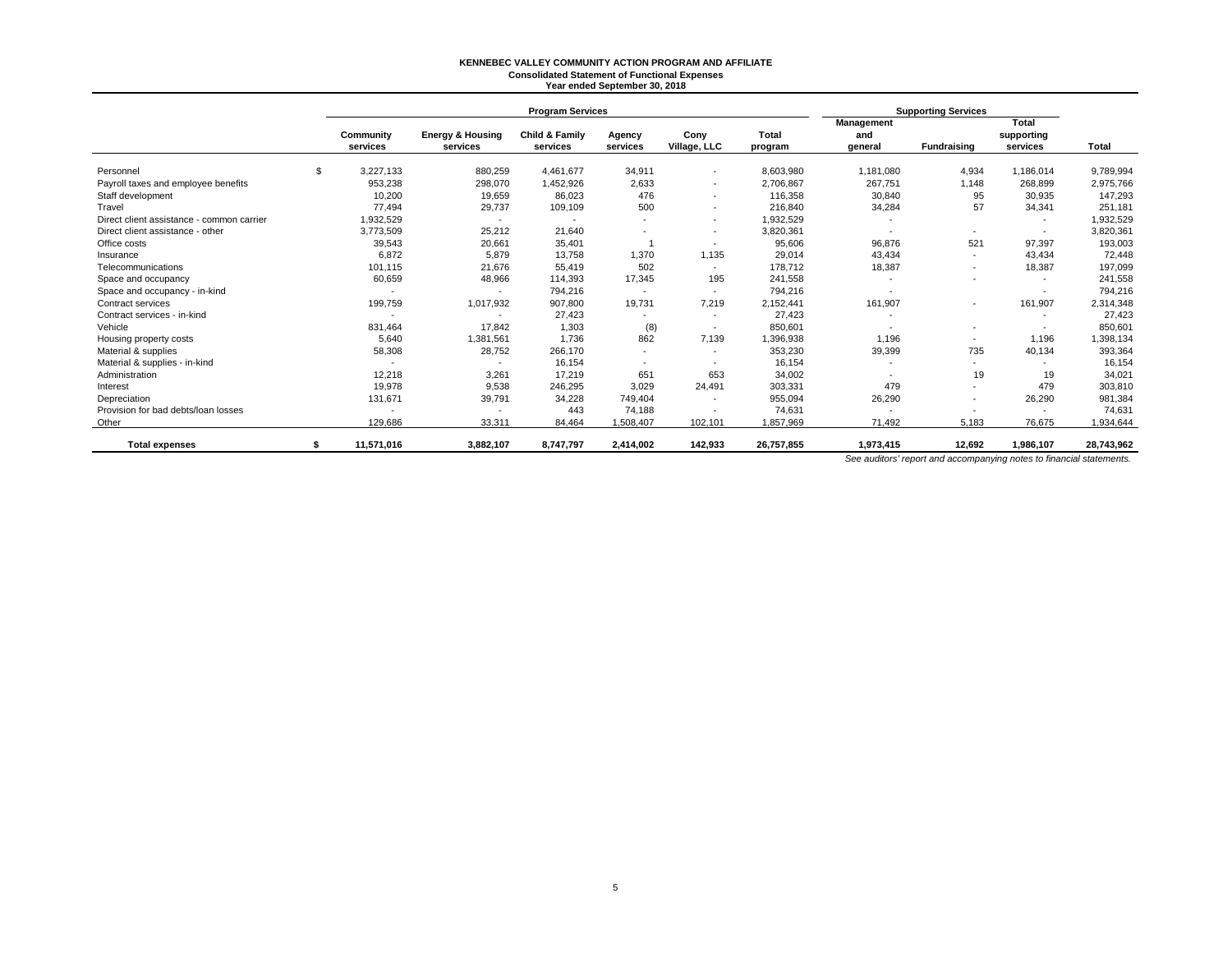# KENNEBEC VALLEY COMMUNITY ACTION PROGRAM AND AFFILIATE

## Consolidated Statement of Functional Expenses

### Year ended September 30, 2018

| | Program Services | | | | | | Supporting Services | | | |
|---|---|---|---|---|---|---|---|---|---|---|
| | Community services | Energy & Housing services | Child & Family services | Agency services | Cony Village, LLC | Total program | Management and general | Fundraising | Total supporting services | Total |
| Personnel | $ 3,227,133 | 880,259 | 4,461,677 | 34,911 | - | 8,603,980 | 1,181,080 | 4,934 | 1,186,014 | 9,789,994 |
| Payroll taxes and employee benefits | 953,238 | 298,070 | 1,452,926 | 2,633 | - | 2,706,867 | 267,751 | 1,148 | 268,899 | 2,975,766 |
| Staff development | 10,200 | 19,659 | 86,023 | 476 | - | 116,358 | 30,840 | 95 | 30,935 | 147,293 |
| Travel | 77,494 | 29,737 | 109,109 | 500 | - | 216,840 | 34,284 | 57 | 34,341 | 251,181 |
| Direct client assistance - common carrier | 1,932,529 | - | - | - | - | 1,932,529 | - | | - | 1,932,529 |
| Direct client assistance - other | 3,773,509 | 25,212 | 21,640 | - | - | 3,820,361 | - | - | - | 3,820,361 |
| Office costs | 39,543 | 20,661 | 35,401 | 1 | - | 95,606 | 96,876 | 521 | 97,397 | 193,003 |
| Insurance | 6,872 | 5,879 | 13,758 | 1,370 | 1,135 | 29,014 | 43,434 | - | 43,434 | 72,448 |
| Telecommunications | 101,115 | 21,676 | 55,419 | 502 | - | 178,712 | 18,387 | - | 18,387 | 197,099 |
| Space and occupancy | 60,659 | 48,966 | 114,393 | 17,345 | 195 | 241,558 | - | - | - | 241,558 |
| Space and occupancy - in-kind | - | - | 794,216 | - | - | 794,216 | - | | - | 794,216 |
| Contract services | 199,759 | 1,017,932 | 907,800 | 19,731 | 7,219 | 2,152,441 | 161,907 | - | 161,907 | 2,314,348 |
| Contract services - in-kind | - | - | 27,423 | - | - | 27,423 | - | | - | 27,423 |
| Vehicle | 831,464 | 17,842 | 1,303 | (8) | - | 850,601 | - | - | - | 850,601 |
| Housing property costs | 5,640 | 1,381,561 | 1,736 | 862 | 7,139 | 1,396,938 | 1,196 | - | 1,196 | 1,398,134 |
| Material & supplies | 58,308 | 28,752 | 266,170 | - | - | 353,230 | 39,399 | 735 | 40,134 | 393,364 |
| Material & supplies - in-kind | - | - | 16,154 | - | - | 16,154 | - | - | - | 16,154 |
| Administration | 12,218 | 3,261 | 17,219 | 651 | 653 | 34,002 | - | 19 | 19 | 34,021 |
| Interest | 19,978 | 9,538 | 246,295 | 3,029 | 24,491 | 303,331 | 479 | - | 479 | 303,810 |
| Depreciation | 131,671 | 39,791 | 34,228 | 749,404 | - | 955,094 | 26,290 | - | 26,290 | 981,384 |
| Provision for bad debts/loan losses | - | - | 443 | 74,188 | - | 74,631 | - | - | - | 74,631 |
| Other | 129,686 | 33,311 | 84,464 | 1,508,407 | 102,101 | 1,857,969 | 71,492 | 5,183 | 76,675 | 1,934,644 |
| **Total expenses** | **$ 11,571,016** | **3,882,107** | **8,747,797** | **2,414,002** | **142,933** | **26,757,855** | **1,973,415** | **12,692** | **1,986,107** | **28,743,962** |

*See auditors' report and accompanying notes to financial statements.*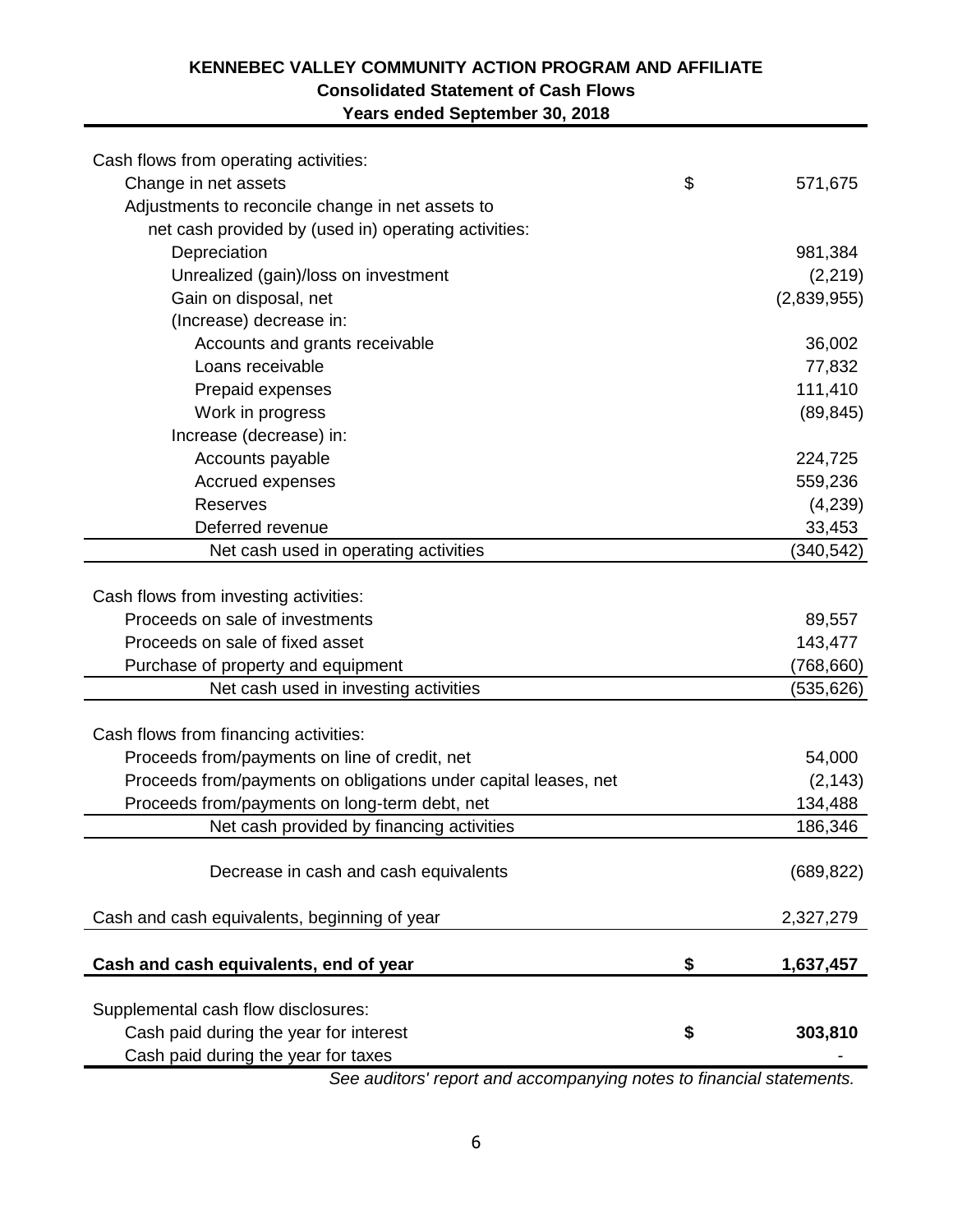# KENNEBEC VALLEY COMMUNITY ACTION PROGRAM AND AFFILIATE

## Consolidated Statement of Cash Flows

### Years ended September 30, 2018

| | | |
|---|---|---|
| Cash flows from operating activities: | | |
| Change in net assets | $ | 571,675 |
| Adjustments to reconcile change in net assets to | | |
| net cash provided by (used in) operating activities: | | |
| Depreciation | | 981,384 |
| Unrealized (gain)/loss on investment | | (2,219) |
| Gain on disposal, net | | (2,839,955) |
| (Increase) decrease in: | | |
| Accounts and grants receivable | | 36,002 |
| Loans receivable | | 77,832 |
| Prepaid expenses | | 111,410 |
| Work in progress | | (89,845) |
| Increase (decrease) in: | | |
| Accounts payable | | 224,725 |
| Accrued expenses | | 559,236 |
| Reserves | | (4,239) |
| Deferred revenue | | 33,453 |
| Net cash used in operating activities | | (340,542) |
| | | |
| Cash flows from investing activities: | | |
| Proceeds on sale of investments | | 89,557 |
| Proceeds on sale of fixed asset | | 143,477 |
| Purchase of property and equipment | | (768,660) |
| Net cash used in investing activities | | (535,626) |
| | | |
| Cash flows from financing activities: | | |
| Proceeds from/payments on line of credit, net | | 54,000 |
| Proceeds from/payments on obligations under capital leases, net | | (2,143) |
| Proceeds from/payments on long-term debt, net | | 134,488 |
| Net cash provided by financing activities | | 186,346 |
| | | |
| Decrease in cash and cash equivalents | | (689,822) |
| | | |
| Cash and cash equivalents, beginning of year | | 2,327,279 |
| | | |
| **Cash and cash equivalents, end of year** | **$** | **1,637,457** |
| | | |
| Supplemental cash flow disclosures: | | |
| Cash paid during the year for interest | **$** | **303,810** |
| Cash paid during the year for taxes | | - |

*See auditors' report and accompanying notes to financial statements.*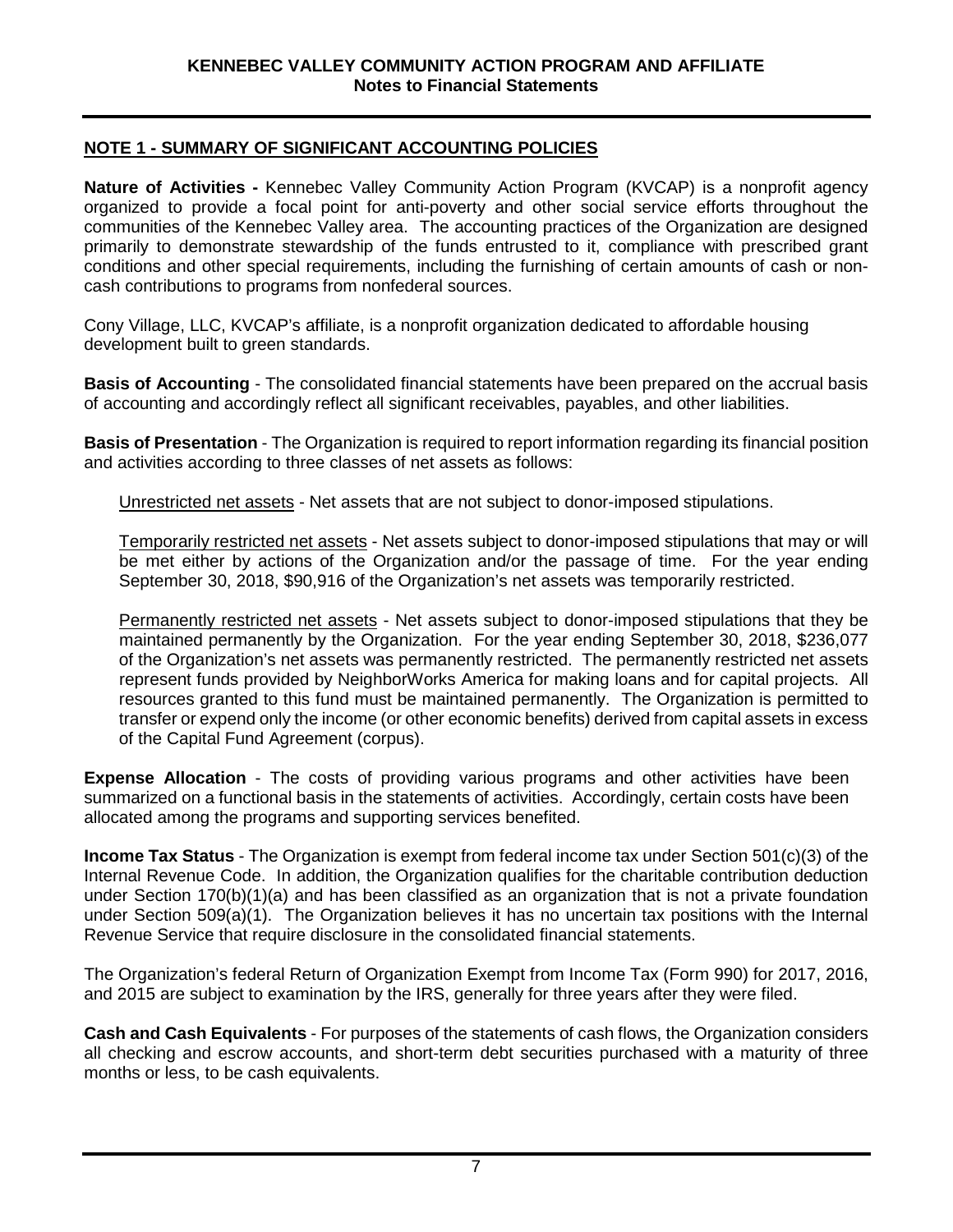## NOTE 1 - SUMMARY OF SIGNIFICANT ACCOUNTING POLICIES

**Nature of Activities -** Kennebec Valley Community Action Program (KVCAP) is a nonprofit agency organized to provide a focal point for anti-poverty and other social service efforts throughout the communities of the Kennebec Valley area. The accounting practices of the Organization are designed primarily to demonstrate stewardship of the funds entrusted to it, compliance with prescribed grant conditions and other special requirements, including the furnishing of certain amounts of cash or non-cash contributions to programs from nonfederal sources.

Cony Village, LLC, KVCAP's affiliate, is a nonprofit organization dedicated to affordable housing development built to green standards.

**Basis of Accounting** - The consolidated financial statements have been prepared on the accrual basis of accounting and accordingly reflect all significant receivables, payables, and other liabilities.

**Basis of Presentation** - The Organization is required to report information regarding its financial position and activities according to three classes of net assets as follows:

Unrestricted net assets - Net assets that are not subject to donor-imposed stipulations.

Temporarily restricted net assets - Net assets subject to donor-imposed stipulations that may or will be met either by actions of the Organization and/or the passage of time. For the year ending September 30, 2018, $90,916 of the Organization's net assets was temporarily restricted.

Permanently restricted net assets - Net assets subject to donor-imposed stipulations that they be maintained permanently by the Organization. For the year ending September 30, 2018, $236,077 of the Organization's net assets was permanently restricted. The permanently restricted net assets represent funds provided by NeighborWorks America for making loans and for capital projects. All resources granted to this fund must be maintained permanently. The Organization is permitted to transfer or expend only the income (or other economic benefits) derived from capital assets in excess of the Capital Fund Agreement (corpus).

**Expense Allocation** - The costs of providing various programs and other activities have been summarized on a functional basis in the statements of activities. Accordingly, certain costs have been allocated among the programs and supporting services benefited.

**Income Tax Status** - The Organization is exempt from federal income tax under Section 501(c)(3) of the Internal Revenue Code. In addition, the Organization qualifies for the charitable contribution deduction under Section 170(b)(1)(a) and has been classified as an organization that is not a private foundation under Section 509(a)(1). The Organization believes it has no uncertain tax positions with the Internal Revenue Service that require disclosure in the consolidated financial statements.

The Organization's federal Return of Organization Exempt from Income Tax (Form 990) for 2017, 2016, and 2015 are subject to examination by the IRS, generally for three years after they were filed.

**Cash and Cash Equivalents** - For purposes of the statements of cash flows, the Organization considers all checking and escrow accounts, and short-term debt securities purchased with a maturity of three months or less, to be cash equivalents.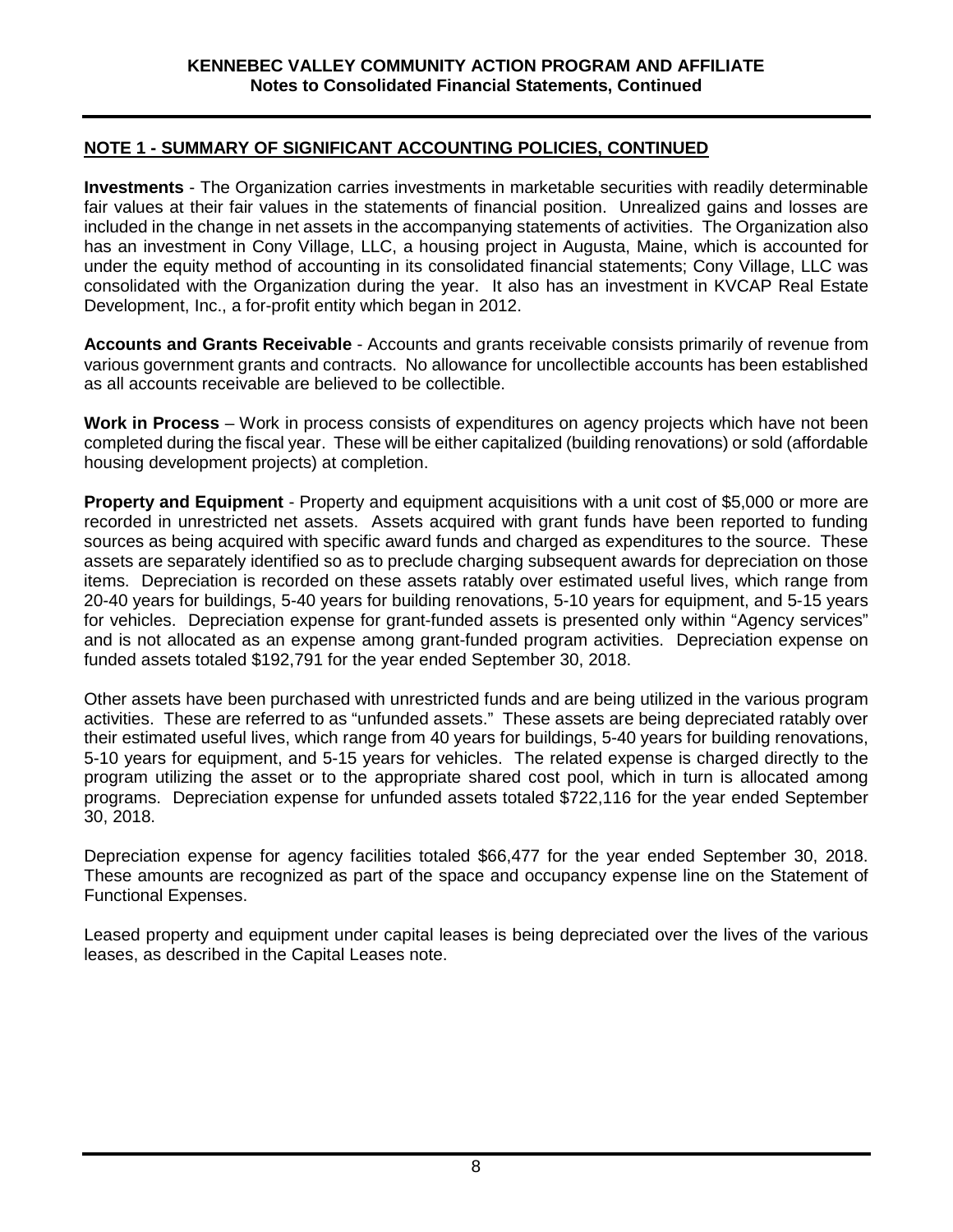## NOTE 1 - SUMMARY OF SIGNIFICANT ACCOUNTING POLICIES, CONTINUED

**Investments** - The Organization carries investments in marketable securities with readily determinable fair values at their fair values in the statements of financial position. Unrealized gains and losses are included in the change in net assets in the accompanying statements of activities. The Organization also has an investment in Cony Village, LLC, a housing project in Augusta, Maine, which is accounted for under the equity method of accounting in its consolidated financial statements; Cony Village, LLC was consolidated with the Organization during the year. It also has an investment in KVCAP Real Estate Development, Inc., a for-profit entity which began in 2012.

**Accounts and Grants Receivable** - Accounts and grants receivable consists primarily of revenue from various government grants and contracts. No allowance for uncollectible accounts has been established as all accounts receivable are believed to be collectible.

**Work in Process** – Work in process consists of expenditures on agency projects which have not been completed during the fiscal year. These will be either capitalized (building renovations) or sold (affordable housing development projects) at completion.

**Property and Equipment** - Property and equipment acquisitions with a unit cost of $5,000 or more are recorded in unrestricted net assets. Assets acquired with grant funds have been reported to funding sources as being acquired with specific award funds and charged as expenditures to the source. These assets are separately identified so as to preclude charging subsequent awards for depreciation on those items. Depreciation is recorded on these assets ratably over estimated useful lives, which range from 20-40 years for buildings, 5-40 years for building renovations, 5-10 years for equipment, and 5-15 years for vehicles. Depreciation expense for grant-funded assets is presented only within "Agency services" and is not allocated as an expense among grant-funded program activities. Depreciation expense on funded assets totaled $192,791 for the year ended September 30, 2018.

Other assets have been purchased with unrestricted funds and are being utilized in the various program activities. These are referred to as "unfunded assets." These assets are being depreciated ratably over their estimated useful lives, which range from 40 years for buildings, 5-40 years for building renovations, 5-10 years for equipment, and 5-15 years for vehicles. The related expense is charged directly to the program utilizing the asset or to the appropriate shared cost pool, which in turn is allocated among programs. Depreciation expense for unfunded assets totaled $722,116 for the year ended September 30, 2018.

Depreciation expense for agency facilities totaled $66,477 for the year ended September 30, 2018. These amounts are recognized as part of the space and occupancy expense line on the Statement of Functional Expenses.

Leased property and equipment under capital leases is being depreciated over the lives of the various leases, as described in the Capital Leases note.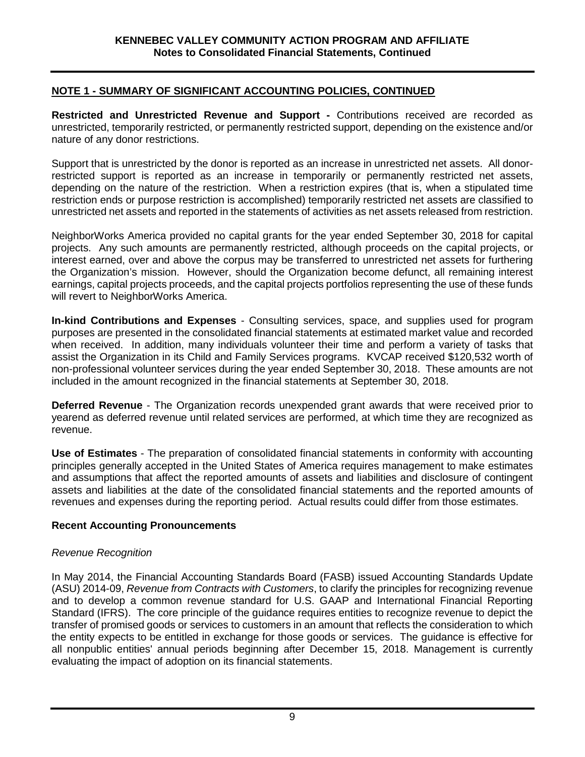## NOTE 1 - SUMMARY OF SIGNIFICANT ACCOUNTING POLICIES, CONTINUED

**Restricted and Unrestricted Revenue and Support -** Contributions received are recorded as unrestricted, temporarily restricted, or permanently restricted support, depending on the existence and/or nature of any donor restrictions.

Support that is unrestricted by the donor is reported as an increase in unrestricted net assets. All donor-restricted support is reported as an increase in temporarily or permanently restricted net assets, depending on the nature of the restriction. When a restriction expires (that is, when a stipulated time restriction ends or purpose restriction is accomplished) temporarily restricted net assets are classified to unrestricted net assets and reported in the statements of activities as net assets released from restriction.

NeighborWorks America provided no capital grants for the year ended September 30, 2018 for capital projects. Any such amounts are permanently restricted, although proceeds on the capital projects, or interest earned, over and above the corpus may be transferred to unrestricted net assets for furthering the Organization's mission. However, should the Organization become defunct, all remaining interest earnings, capital projects proceeds, and the capital projects portfolios representing the use of these funds will revert to NeighborWorks America.

**In-kind Contributions and Expenses** - Consulting services, space, and supplies used for program purposes are presented in the consolidated financial statements at estimated market value and recorded when received. In addition, many individuals volunteer their time and perform a variety of tasks that assist the Organization in its Child and Family Services programs. KVCAP received $120,532 worth of non-professional volunteer services during the year ended September 30, 2018. These amounts are not included in the amount recognized in the financial statements at September 30, 2018.

**Deferred Revenue** - The Organization records unexpended grant awards that were received prior to yearend as deferred revenue until related services are performed, at which time they are recognized as revenue.

**Use of Estimates** - The preparation of consolidated financial statements in conformity with accounting principles generally accepted in the United States of America requires management to make estimates and assumptions that affect the reported amounts of assets and liabilities and disclosure of contingent assets and liabilities at the date of the consolidated financial statements and the reported amounts of revenues and expenses during the reporting period. Actual results could differ from those estimates.

### Recent Accounting Pronouncements

*Revenue Recognition*

In May 2014, the Financial Accounting Standards Board (FASB) issued Accounting Standards Update (ASU) 2014-09, *Revenue from Contracts with Customers*, to clarify the principles for recognizing revenue and to develop a common revenue standard for U.S. GAAP and International Financial Reporting Standard (IFRS). The core principle of the guidance requires entities to recognize revenue to depict the transfer of promised goods or services to customers in an amount that reflects the consideration to which the entity expects to be entitled in exchange for those goods or services. The guidance is effective for all nonpublic entities' annual periods beginning after December 15, 2018. Management is currently evaluating the impact of adoption on its financial statements.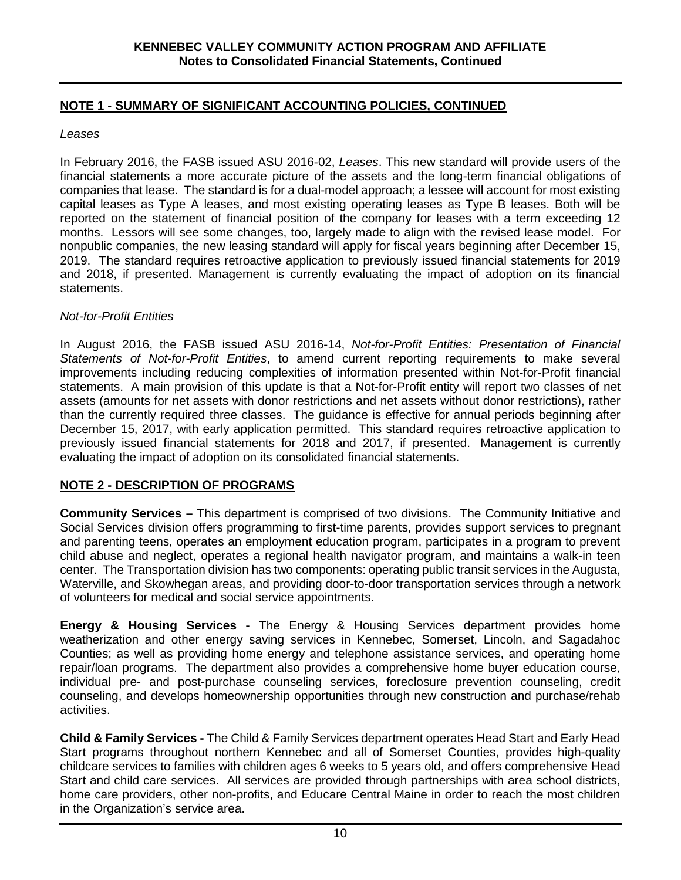## NOTE 1 - SUMMARY OF SIGNIFICANT ACCOUNTING POLICIES, CONTINUED

*Leases*

In February 2016, the FASB issued ASU 2016-02, *Leases*. This new standard will provide users of the financial statements a more accurate picture of the assets and the long-term financial obligations of companies that lease. The standard is for a dual-model approach; a lessee will account for most existing capital leases as Type A leases, and most existing operating leases as Type B leases. Both will be reported on the statement of financial position of the company for leases with a term exceeding 12 months. Lessors will see some changes, too, largely made to align with the revised lease model. For nonpublic companies, the new leasing standard will apply for fiscal years beginning after December 15, 2019. The standard requires retroactive application to previously issued financial statements for 2019 and 2018, if presented. Management is currently evaluating the impact of adoption on its financial statements.

*Not-for-Profit Entities*

In August 2016, the FASB issued ASU 2016-14, *Not-for-Profit Entities: Presentation of Financial Statements of Not-for-Profit Entities*, to amend current reporting requirements to make several improvements including reducing complexities of information presented within Not-for-Profit financial statements. A main provision of this update is that a Not-for-Profit entity will report two classes of net assets (amounts for net assets with donor restrictions and net assets without donor restrictions), rather than the currently required three classes. The guidance is effective for annual periods beginning after December 15, 2017, with early application permitted. This standard requires retroactive application to previously issued financial statements for 2018 and 2017, if presented. Management is currently evaluating the impact of adoption on its consolidated financial statements.

## NOTE 2 - DESCRIPTION OF PROGRAMS

**Community Services –** This department is comprised of two divisions. The Community Initiative and Social Services division offers programming to first-time parents, provides support services to pregnant and parenting teens, operates an employment education program, participates in a program to prevent child abuse and neglect, operates a regional health navigator program, and maintains a walk-in teen center. The Transportation division has two components: operating public transit services in the Augusta, Waterville, and Skowhegan areas, and providing door-to-door transportation services through a network of volunteers for medical and social service appointments.

**Energy & Housing Services -** The Energy & Housing Services department provides home weatherization and other energy saving services in Kennebec, Somerset, Lincoln, and Sagadahoc Counties; as well as providing home energy and telephone assistance services, and operating home repair/loan programs. The department also provides a comprehensive home buyer education course, individual pre- and post-purchase counseling services, foreclosure prevention counseling, credit counseling, and develops homeownership opportunities through new construction and purchase/rehab activities.

**Child & Family Services -** The Child & Family Services department operates Head Start and Early Head Start programs throughout northern Kennebec and all of Somerset Counties, provides high-quality childcare services to families with children ages 6 weeks to 5 years old, and offers comprehensive Head Start and child care services. All services are provided through partnerships with area school districts, home care providers, other non-profits, and Educare Central Maine in order to reach the most children in the Organization's service area.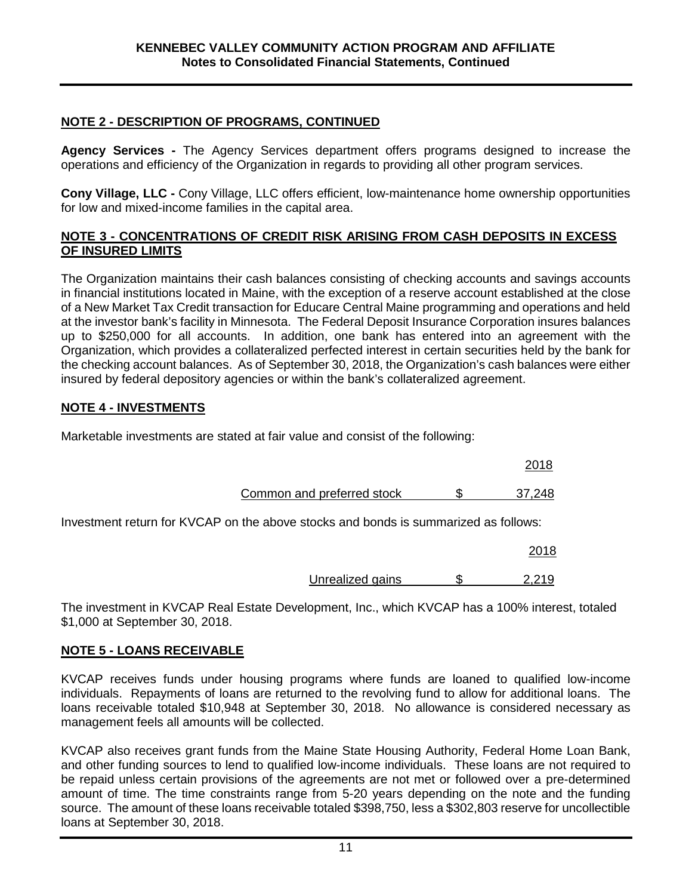## NOTE 2 - DESCRIPTION OF PROGRAMS, CONTINUED

**Agency Services -** The Agency Services department offers programs designed to increase the operations and efficiency of the Organization in regards to providing all other program services.

**Cony Village, LLC -** Cony Village, LLC offers efficient, low-maintenance home ownership opportunities for low and mixed-income families in the capital area.

## NOTE 3 - CONCENTRATIONS OF CREDIT RISK ARISING FROM CASH DEPOSITS IN EXCESS OF INSURED LIMITS

The Organization maintains their cash balances consisting of checking accounts and savings accounts in financial institutions located in Maine, with the exception of a reserve account established at the close of a New Market Tax Credit transaction for Educare Central Maine programming and operations and held at the investor bank's facility in Minnesota. The Federal Deposit Insurance Corporation insures balances up to $250,000 for all accounts. In addition, one bank has entered into an agreement with the Organization, which provides a collateralized perfected interest in certain securities held by the bank for the checking account balances. As of September 30, 2018, the Organization's cash balances were either insured by federal depository agencies or within the bank's collateralized agreement.

## NOTE 4 - INVESTMENTS

Marketable investments are stated at fair value and consist of the following:

| | | 2018 |
|---|---|---|
| Common and preferred stock | $ | 37,248 |

Investment return for KVCAP on the above stocks and bonds is summarized as follows:

| | | 2018 |
|---|---|---|
| Unrealized gains | $ | 2,219 |

The investment in KVCAP Real Estate Development, Inc., which KVCAP has a 100% interest, totaled $1,000 at September 30, 2018.

## NOTE 5 - LOANS RECEIVABLE

KVCAP receives funds under housing programs where funds are loaned to qualified low-income individuals. Repayments of loans are returned to the revolving fund to allow for additional loans. The loans receivable totaled $10,948 at September 30, 2018. No allowance is considered necessary as management feels all amounts will be collected.

KVCAP also receives grant funds from the Maine State Housing Authority, Federal Home Loan Bank, and other funding sources to lend to qualified low-income individuals. These loans are not required to be repaid unless certain provisions of the agreements are not met or followed over a pre-determined amount of time. The time constraints range from 5-20 years depending on the note and the funding source. The amount of these loans receivable totaled $398,750, less a $302,803 reserve for uncollectible loans at September 30, 2018.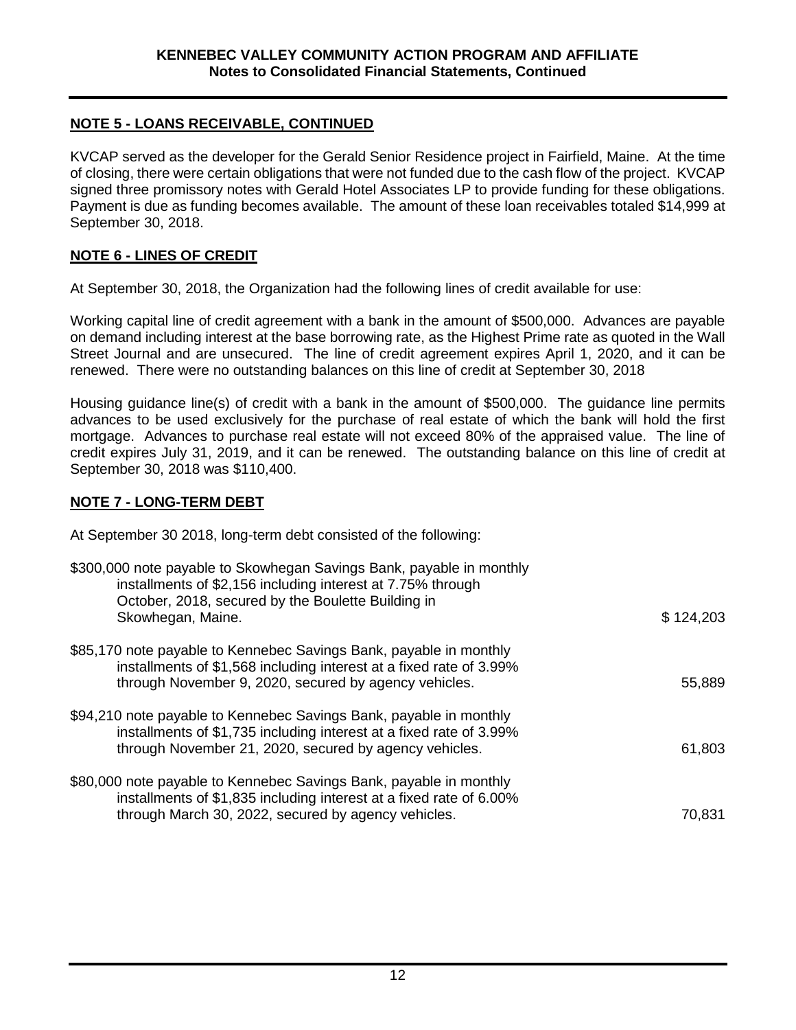## NOTE 5 - LOANS RECEIVABLE, CONTINUED

KVCAP served as the developer for the Gerald Senior Residence project in Fairfield, Maine. At the time of closing, there were certain obligations that were not funded due to the cash flow of the project. KVCAP signed three promissory notes with Gerald Hotel Associates LP to provide funding for these obligations. Payment is due as funding becomes available. The amount of these loan receivables totaled $14,999 at September 30, 2018.

## NOTE 6 - LINES OF CREDIT

At September 30, 2018, the Organization had the following lines of credit available for use:

Working capital line of credit agreement with a bank in the amount of $500,000. Advances are payable on demand including interest at the base borrowing rate, as the Highest Prime rate as quoted in the Wall Street Journal and are unsecured. The line of credit agreement expires April 1, 2020, and it can be renewed. There were no outstanding balances on this line of credit at September 30, 2018

Housing guidance line(s) of credit with a bank in the amount of $500,000. The guidance line permits advances to be used exclusively for the purchase of real estate of which the bank will hold the first mortgage. Advances to purchase real estate will not exceed 80% of the appraised value. The line of credit expires July 31, 2019, and it can be renewed. The outstanding balance on this line of credit at September 30, 2018 was $110,400.

## NOTE 7 - LONG-TERM DEBT

At September 30 2018, long-term debt consisted of the following:

| | |
|---|---|
| $300,000 note payable to Skowhegan Savings Bank, payable in monthly installments of $2,156 including interest at 7.75% through October, 2018, secured by the Boulette Building in Skowhegan, Maine. | $ 124,203 |
| $85,170 note payable to Kennebec Savings Bank, payable in monthly installments of $1,568 including interest at a fixed rate of 3.99% through November 9, 2020, secured by agency vehicles. | 55,889 |
| $94,210 note payable to Kennebec Savings Bank, payable in monthly installments of $1,735 including interest at a fixed rate of 3.99% through November 21, 2020, secured by agency vehicles. | 61,803 |
| $80,000 note payable to Kennebec Savings Bank, payable in monthly installments of $1,835 including interest at a fixed rate of 6.00% through March 30, 2022, secured by agency vehicles. | 70,831 |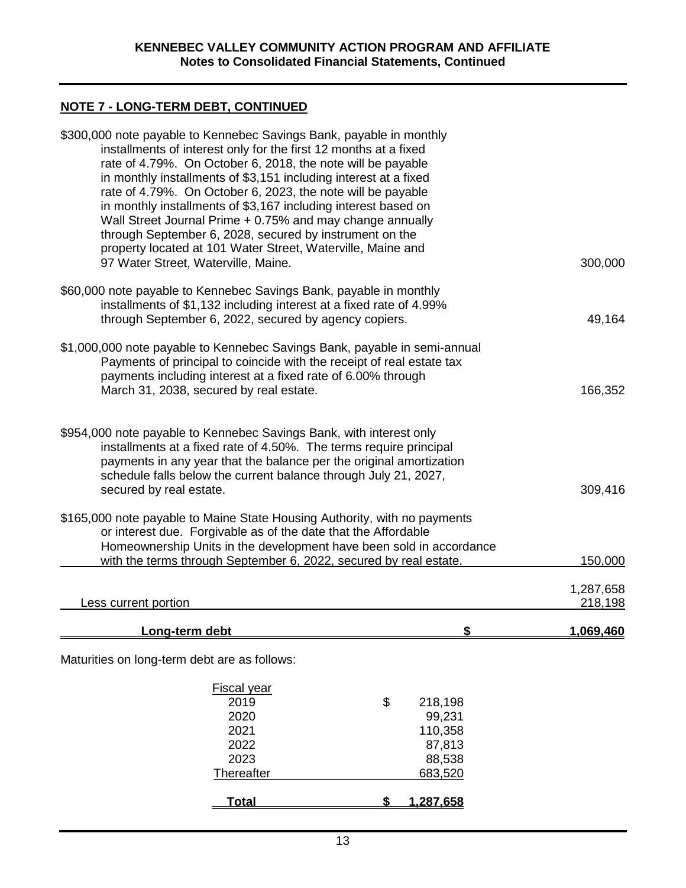## NOTE 7 - LONG-TERM DEBT, CONTINUED

| | |
|---|---|
| \$300,000 note payable to Kennebec Savings Bank, payable in monthly installments of interest only for the first 12 months at a fixed rate of 4.79%. On October 6, 2018, the note will be payable in monthly installments of \$3,151 including interest at a fixed rate of 4.79%. On October 6, 2023, the note will be payable in monthly installments of \$3,167 including interest based on Wall Street Journal Prime + 0.75% and may change annually through September 6, 2028, secured by instrument on the property located at 101 Water Street, Waterville, Maine and 97 Water Street, Waterville, Maine. | 300,000 |
| \$60,000 note payable to Kennebec Savings Bank, payable in monthly installments of \$1,132 including interest at a fixed rate of 4.99% through September 6, 2022, secured by agency copiers. | 49,164 |
| \$1,000,000 note payable to Kennebec Savings Bank, payable in semi-annual Payments of principal to coincide with the receipt of real estate tax payments including interest at a fixed rate of 6.00% through March 31, 2038, secured by real estate. | 166,352 |
| \$954,000 note payable to Kennebec Savings Bank, with interest only installments at a fixed rate of 4.50%. The terms require principal payments in any year that the balance per the original amortization schedule falls below the current balance through July 21, 2027, secured by real estate. | 309,416 |
| \$165,000 note payable to Maine State Housing Authority, with no payments or interest due. Forgivable as of the date that the Affordable Homeownership Units in the development have been sold in accordance with the terms through September 6, 2022, secured by real estate. | 150,000 |
| | 1,287,658 |
| Less current portion | 218,198 |
| **Long-term debt** | **\$ 1,069,460** |

Maturities on long-term debt are as follows:

| Fiscal year | |
|---|---|
| 2019 | \$ 218,198 |
| 2020 | 99,231 |
| 2021 | 110,358 |
| 2022 | 87,813 |
| 2023 | 88,538 |
| Thereafter | 683,520 |
| **Total** | **\$ 1,287,658** |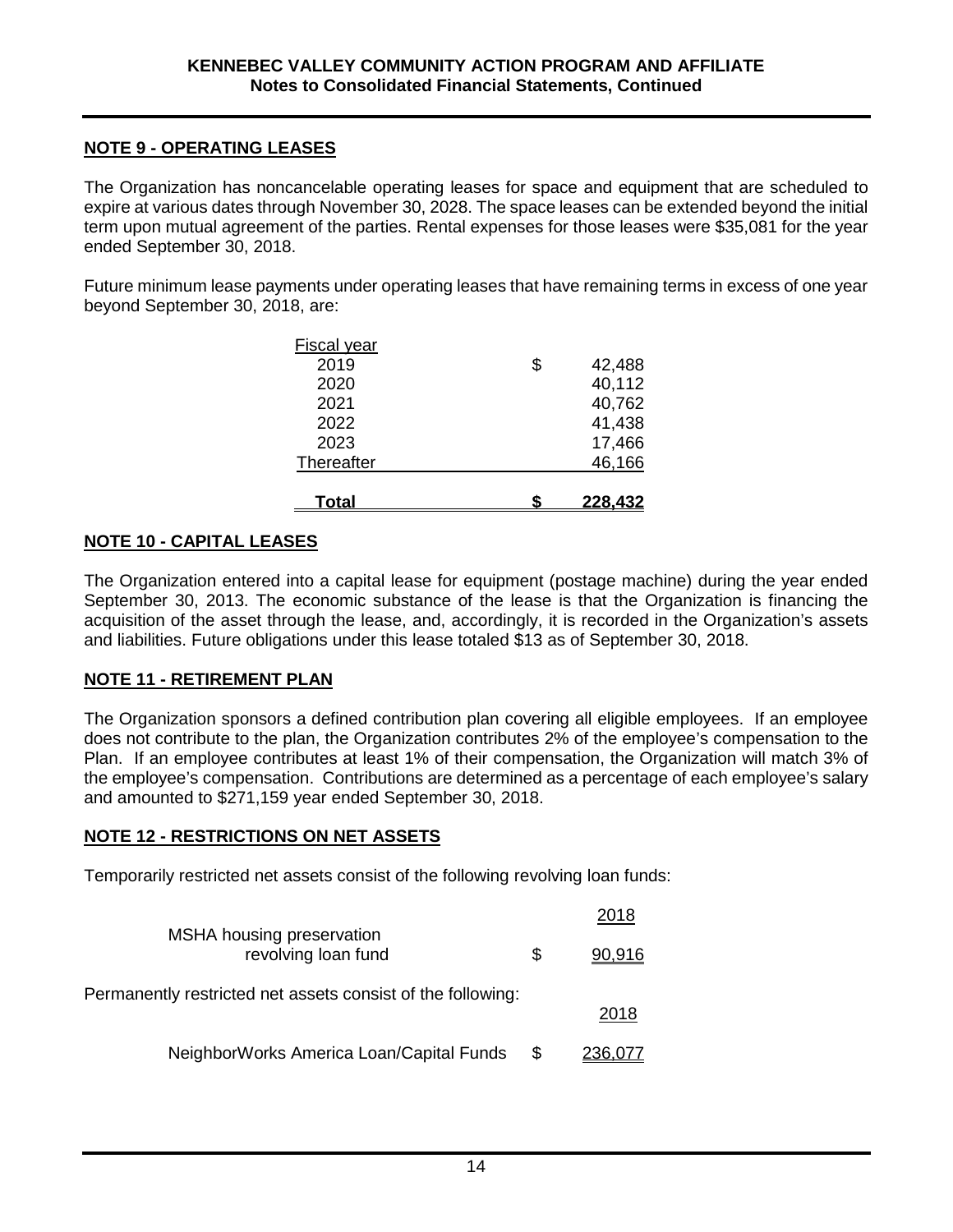## NOTE 9 - OPERATING LEASES

The Organization has noncancelable operating leases for space and equipment that are scheduled to expire at various dates through November 30, 2028. The space leases can be extended beyond the initial term upon mutual agreement of the parties. Rental expenses for those leases were $35,081 for the year ended September 30, 2018.

Future minimum lease payments under operating leases that have remaining terms in excess of one year beyond September 30, 2018, are:

| Fiscal year | | |
|---|---|---|
| 2019 | $ | 42,488 |
| 2020 | | 40,112 |
| 2021 | | 40,762 |
| 2022 | | 41,438 |
| 2023 | | 17,466 |
| Thereafter | | 46,166 |
| **Total** | **$** | **228,432** |

## NOTE 10 - CAPITAL LEASES

The Organization entered into a capital lease for equipment (postage machine) during the year ended September 30, 2013. The economic substance of the lease is that the Organization is financing the acquisition of the asset through the lease, and, accordingly, it is recorded in the Organization's assets and liabilities. Future obligations under this lease totaled $13 as of September 30, 2018.

## NOTE 11 - RETIREMENT PLAN

The Organization sponsors a defined contribution plan covering all eligible employees. If an employee does not contribute to the plan, the Organization contributes 2% of the employee's compensation to the Plan. If an employee contributes at least 1% of their compensation, the Organization will match 3% of the employee's compensation. Contributions are determined as a percentage of each employee's salary and amounted to $271,159 year ended September 30, 2018.

## NOTE 12 - RESTRICTIONS ON NET ASSETS

Temporarily restricted net assets consist of the following revolving loan funds:

| | | 2018 |
|---|---|---|
| MSHA housing preservation revolving loan fund | $ | 90,916 |

Permanently restricted net assets consist of the following:

| | | 2018 |
|---|---|---|
| NeighborWorks America Loan/Capital Funds | $ | 236,077 |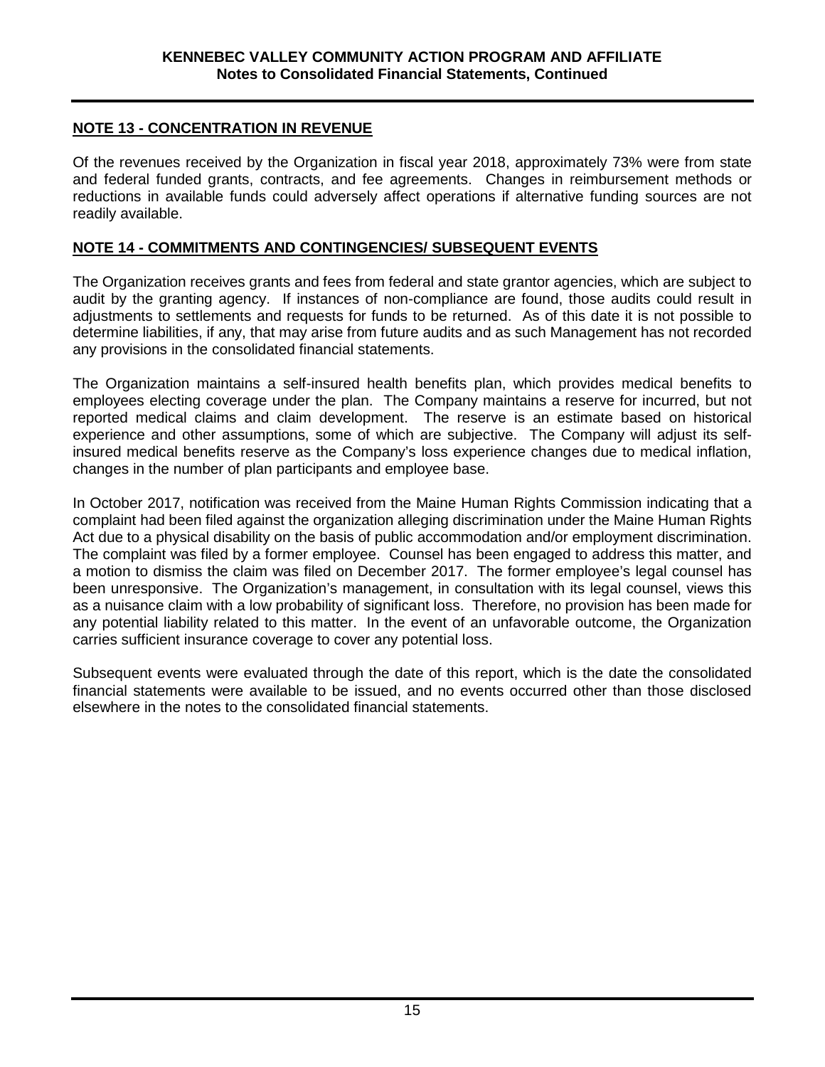## NOTE 13 - CONCENTRATION IN REVENUE

Of the revenues received by the Organization in fiscal year 2018, approximately 73% were from state and federal funded grants, contracts, and fee agreements. Changes in reimbursement methods or reductions in available funds could adversely affect operations if alternative funding sources are not readily available.

## NOTE 14 - COMMITMENTS AND CONTINGENCIES/ SUBSEQUENT EVENTS

The Organization receives grants and fees from federal and state grantor agencies, which are subject to audit by the granting agency. If instances of non-compliance are found, those audits could result in adjustments to settlements and requests for funds to be returned. As of this date it is not possible to determine liabilities, if any, that may arise from future audits and as such Management has not recorded any provisions in the consolidated financial statements.

The Organization maintains a self-insured health benefits plan, which provides medical benefits to employees electing coverage under the plan. The Company maintains a reserve for incurred, but not reported medical claims and claim development. The reserve is an estimate based on historical experience and other assumptions, some of which are subjective. The Company will adjust its self-insured medical benefits reserve as the Company's loss experience changes due to medical inflation, changes in the number of plan participants and employee base.

In October 2017, notification was received from the Maine Human Rights Commission indicating that a complaint had been filed against the organization alleging discrimination under the Maine Human Rights Act due to a physical disability on the basis of public accommodation and/or employment discrimination. The complaint was filed by a former employee. Counsel has been engaged to address this matter, and a motion to dismiss the claim was filed on December 2017. The former employee's legal counsel has been unresponsive. The Organization's management, in consultation with its legal counsel, views this as a nuisance claim with a low probability of significant loss. Therefore, no provision has been made for any potential liability related to this matter. In the event of an unfavorable outcome, the Organization carries sufficient insurance coverage to cover any potential loss.

Subsequent events were evaluated through the date of this report, which is the date the consolidated financial statements were available to be issued, and no events occurred other than those disclosed elsewhere in the notes to the consolidated financial statements.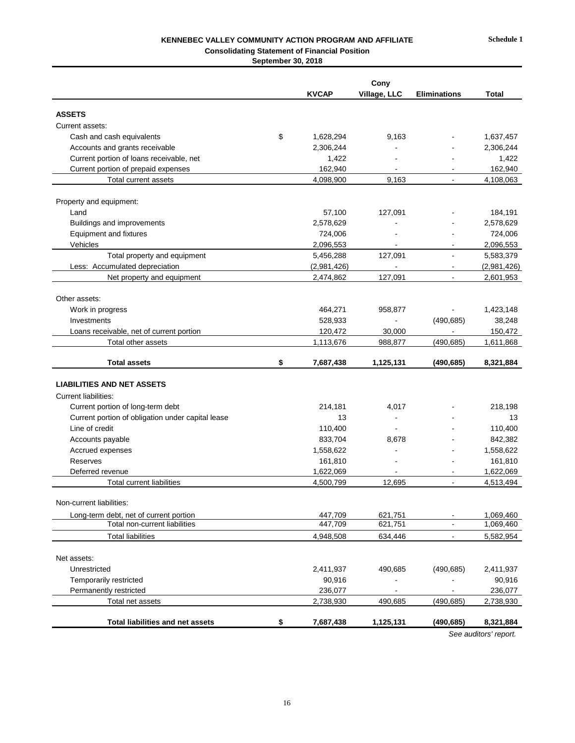**KENNEBEC VALLEY COMMUNITY ACTION PROGRAM AND AFFILIATE**

**Schedule 1**

**Consolidating Statement of Financial Position**

**September 30, 2018**

| | KVCAP | Cony Village, LLC | Eliminations | Total |
|---|---|---|---|---|
| **ASSETS** | | | | |
| Current assets: | | | | |
| Cash and cash equivalents | $ 1,628,294 | 9,163 | - | 1,637,457 |
| Accounts and grants receivable | 2,306,244 | - | - | 2,306,244 |
| Current portion of loans receivable, net | 1,422 | - | - | 1,422 |
| Current portion of prepaid expenses | 162,940 | - | - | 162,940 |
| Total current assets | 4,098,900 | 9,163 | - | 4,108,063 |
| Property and equipment: | | | | |
| Land | 57,100 | 127,091 | - | 184,191 |
| Buildings and improvements | 2,578,629 | - | - | 2,578,629 |
| Equipment and fixtures | 724,006 | - | - | 724,006 |
| Vehicles | 2,096,553 | - | - | 2,096,553 |
| Total property and equipment | 5,456,288 | 127,091 | - | 5,583,379 |
| Less: Accumulated depreciation | (2,981,426) | - | - | (2,981,426) |
| Net property and equipment | 2,474,862 | 127,091 | - | 2,601,953 |
| Other assets: | | | | |
| Work in progress | 464,271 | 958,877 | - | 1,423,148 |
| Investments | 528,933 | - | (490,685) | 38,248 |
| Loans receivable, net of current portion | 120,472 | 30,000 | - | 150,472 |
| Total other assets | 1,113,676 | 988,877 | (490,685) | 1,611,868 |
| **Total assets** | **$ 7,687,438** | **1,125,131** | **(490,685)** | **8,321,884** |
| **LIABILITIES AND NET ASSETS** | | | | |
| Current liabilities: | | | | |
| Current portion of long-term debt | 214,181 | 4,017 | - | 218,198 |
| Current portion of obligation under capital lease | 13 | - | - | 13 |
| Line of credit | 110,400 | - | - | 110,400 |
| Accounts payable | 833,704 | 8,678 | - | 842,382 |
| Accrued expenses | 1,558,622 | - | - | 1,558,622 |
| Reserves | 161,810 | - | - | 161,810 |
| Deferred revenue | 1,622,069 | - | - | 1,622,069 |
| Total current liabilities | 4,500,799 | 12,695 | - | 4,513,494 |
| Non-current liabilities: | | | | |
| Long-term debt, net of current portion | 447,709 | 621,751 | - | 1,069,460 |
| Total non-current liabilities | 447,709 | 621,751 | - | 1,069,460 |
| Total liabilities | 4,948,508 | 634,446 | - | 5,582,954 |
| Net assets: | | | | |
| Unrestricted | 2,411,937 | 490,685 | (490,685) | 2,411,937 |
| Temporarily restricted | 90,916 | - | - | 90,916 |
| Permanently restricted | 236,077 | - | - | 236,077 |
| Total net assets | 2,738,930 | 490,685 | (490,685) | 2,738,930 |
| **Total liabilities and net assets** | **$ 7,687,438** | **1,125,131** | **(490,685)** | **8,321,884** |

*See auditors' report.*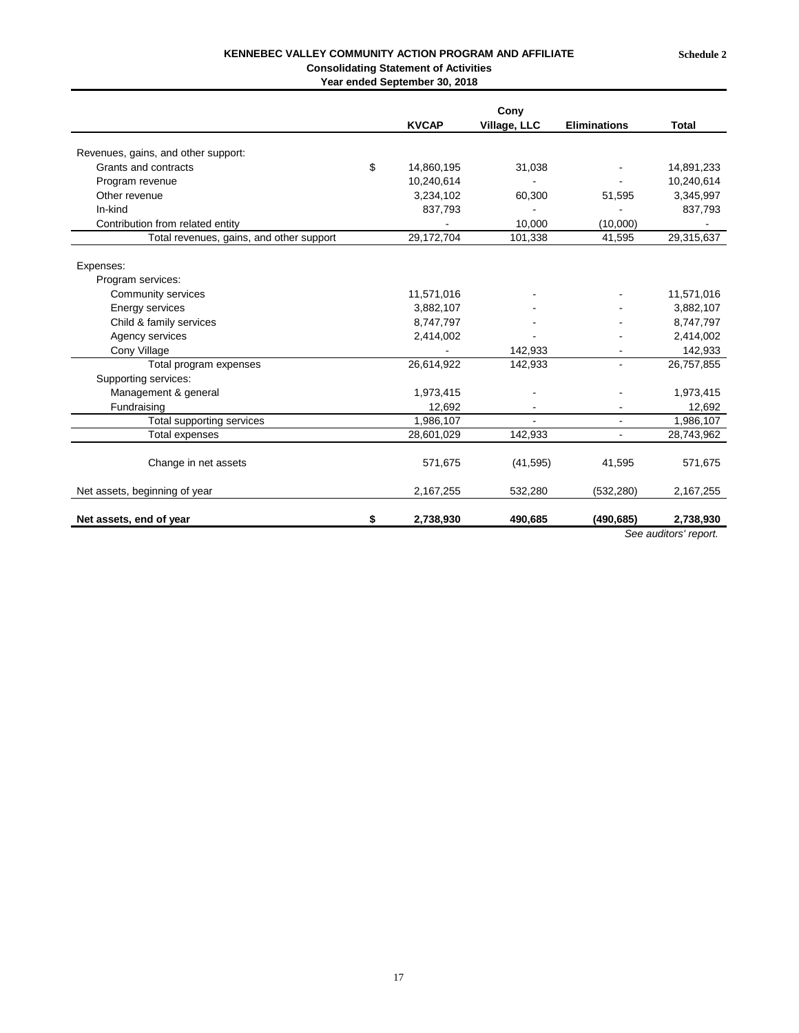Schedule 2

## KENNEBEC VALLEY COMMUNITY ACTION PROGRAM AND AFFILIATE

### Consolidating Statement of Activities

### Year ended September 30, 2018

| | KVCAP | Cony Village, LLC | Eliminations | Total |
|---|---|---|---|---|
| Revenues, gains, and other support: | | | | |
| Grants and contracts | $ 14,860,195 | 31,038 | - | 14,891,233 |
| Program revenue | 10,240,614 | - | - | 10,240,614 |
| Other revenue | 3,234,102 | 60,300 | 51,595 | 3,345,997 |
| In-kind | 837,793 | - | - | 837,793 |
| Contribution from related entity | - | 10,000 | (10,000) | - |
| Total revenues, gains, and other support | 29,172,704 | 101,338 | 41,595 | 29,315,637 |
| Expenses: | | | | |
| Program services: | | | | |
| Community services | 11,571,016 | - | - | 11,571,016 |
| Energy services | 3,882,107 | - | - | 3,882,107 |
| Child & family services | 8,747,797 | - | - | 8,747,797 |
| Agency services | 2,414,002 | - | - | 2,414,002 |
| Cony Village | - | 142,933 | - | 142,933 |
| Total program expenses | 26,614,922 | 142,933 | - | 26,757,855 |
| Supporting services: | | | | |
| Management & general | 1,973,415 | - | - | 1,973,415 |
| Fundraising | 12,692 | - | - | 12,692 |
| Total supporting services | 1,986,107 | - | - | 1,986,107 |
| Total expenses | 28,601,029 | 142,933 | - | 28,743,962 |
| Change in net assets | 571,675 | (41,595) | 41,595 | 571,675 |
| Net assets, beginning of year | 2,167,255 | 532,280 | (532,280) | 2,167,255 |
| **Net assets, end of year** | **$ 2,738,930** | **490,685** | **(490,685)** | **2,738,930** |

*See auditors' report.*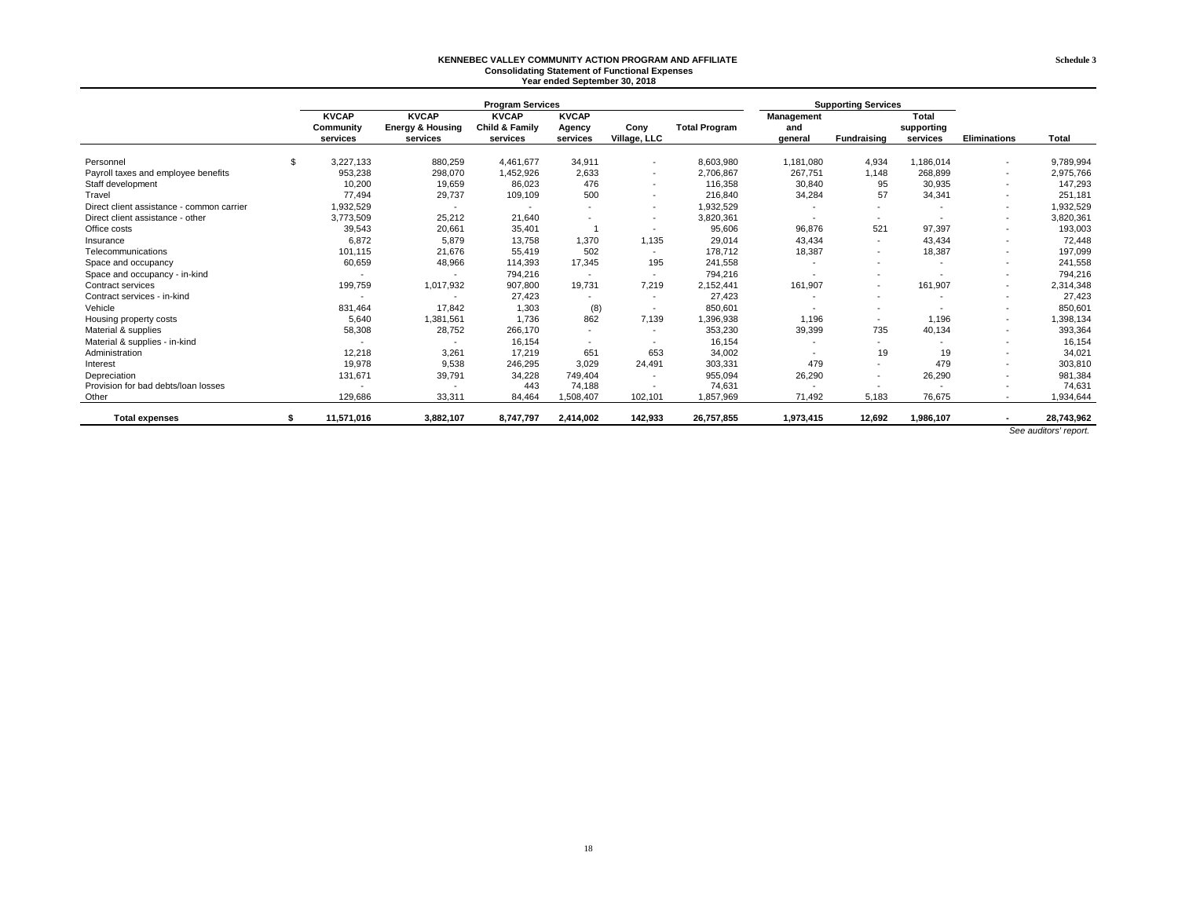**KENNEBEC VALLEY COMMUNITY ACTION PROGRAM AND AFFILIATE**
**Consolidating Statement of Functional Expenses**
**Year ended September 30, 2018**

**Schedule 3**

| | Program Services | | | | | | Supporting Services | | | | |
|---|---|---|---|---|---|---|---|---|---|---|---|
| | KVCAP Community services | KVCAP Energy & Housing services | KVCAP Child & Family services | KVCAP Agency services | Cony Village, LLC | Total Program | Management and general | Fundraising | Total supporting services | Eliminations | Total |
| Personnel | $ 3,227,133 | 880,259 | 4,461,677 | 34,911 | - | 8,603,980 | 1,181,080 | 4,934 | 1,186,014 | - | 9,789,994 |
| Payroll taxes and employee benefits | 953,238 | 298,070 | 1,452,926 | 2,633 | - | 2,706,867 | 267,751 | 1,148 | 268,899 | - | 2,975,766 |
| Staff development | 10,200 | 19,659 | 86,023 | 476 | - | 116,358 | 30,840 | 95 | 30,935 | - | 147,293 |
| Travel | 77,494 | 29,737 | 109,109 | 500 | - | 216,840 | 34,284 | 57 | 34,341 | - | 251,181 |
| Direct client assistance - common carrier | 1,932,529 | - | - | - | - | 1,932,529 | - | - | - | - | 1,932,529 |
| Direct client assistance - other | 3,773,509 | 25,212 | 21,640 | - | - | 3,820,361 | - | - | - | - | 3,820,361 |
| Office costs | 39,543 | 20,661 | 35,401 | 1 | - | 95,606 | 96,876 | 521 | 97,397 | - | 193,003 |
| Insurance | 6,872 | 5,879 | 13,758 | 1,370 | 1,135 | 29,014 | 43,434 | - | 43,434 | - | 72,448 |
| Telecommunications | 101,115 | 21,676 | 55,419 | 502 | - | 178,712 | 18,387 | - | 18,387 | - | 197,099 |
| Space and occupancy | 60,659 | 48,966 | 114,393 | 17,345 | 195 | 241,558 | - | - | - | - | 241,558 |
| Space and occupancy - in-kind | - | - | 794,216 | - | - | 794,216 | - | - | - | - | 794,216 |
| Contract services | 199,759 | 1,017,932 | 907,800 | 19,731 | 7,219 | 2,152,441 | 161,907 | - | 161,907 | - | 2,314,348 |
| Contract services - in-kind | - | - | 27,423 | - | - | 27,423 | - | - | - | - | 27,423 |
| Vehicle | 831,464 | 17,842 | 1,303 | (8) | - | 850,601 | - | - | - | - | 850,601 |
| Housing property costs | 5,640 | 1,381,561 | 1,736 | 862 | 7,139 | 1,396,938 | 1,196 | - | 1,196 | - | 1,398,134 |
| Material & supplies | 58,308 | 28,752 | 266,170 | - | - | 353,230 | 39,399 | 735 | 40,134 | - | 393,364 |
| Material & supplies - in-kind | - | - | 16,154 | - | - | 16,154 | - | - | - | - | 16,154 |
| Administration | 12,218 | 3,261 | 17,219 | 651 | 653 | 34,002 | - | 19 | 19 | - | 34,021 |
| Interest | 19,978 | 9,538 | 246,295 | 3,029 | 24,491 | 303,331 | 479 | - | 479 | - | 303,810 |
| Depreciation | 131,671 | 39,791 | 34,228 | 749,404 | - | 955,094 | 26,290 | - | 26,290 | - | 981,384 |
| Provision for bad debts/loan losses | - | - | 443 | 74,188 | - | 74,631 | - | - | - | - | 74,631 |
| Other | 129,686 | 33,311 | 84,464 | 1,508,407 | 102,101 | 1,857,969 | 71,492 | 5,183 | 76,675 | - | 1,934,644 |
| **Total expenses** | **$ 11,571,016** | **3,882,107** | **8,747,797** | **2,414,002** | **142,933** | **26,757,855** | **1,973,415** | **12,692** | **1,986,107** | **-** | **28,743,962** |

*See auditors' report.*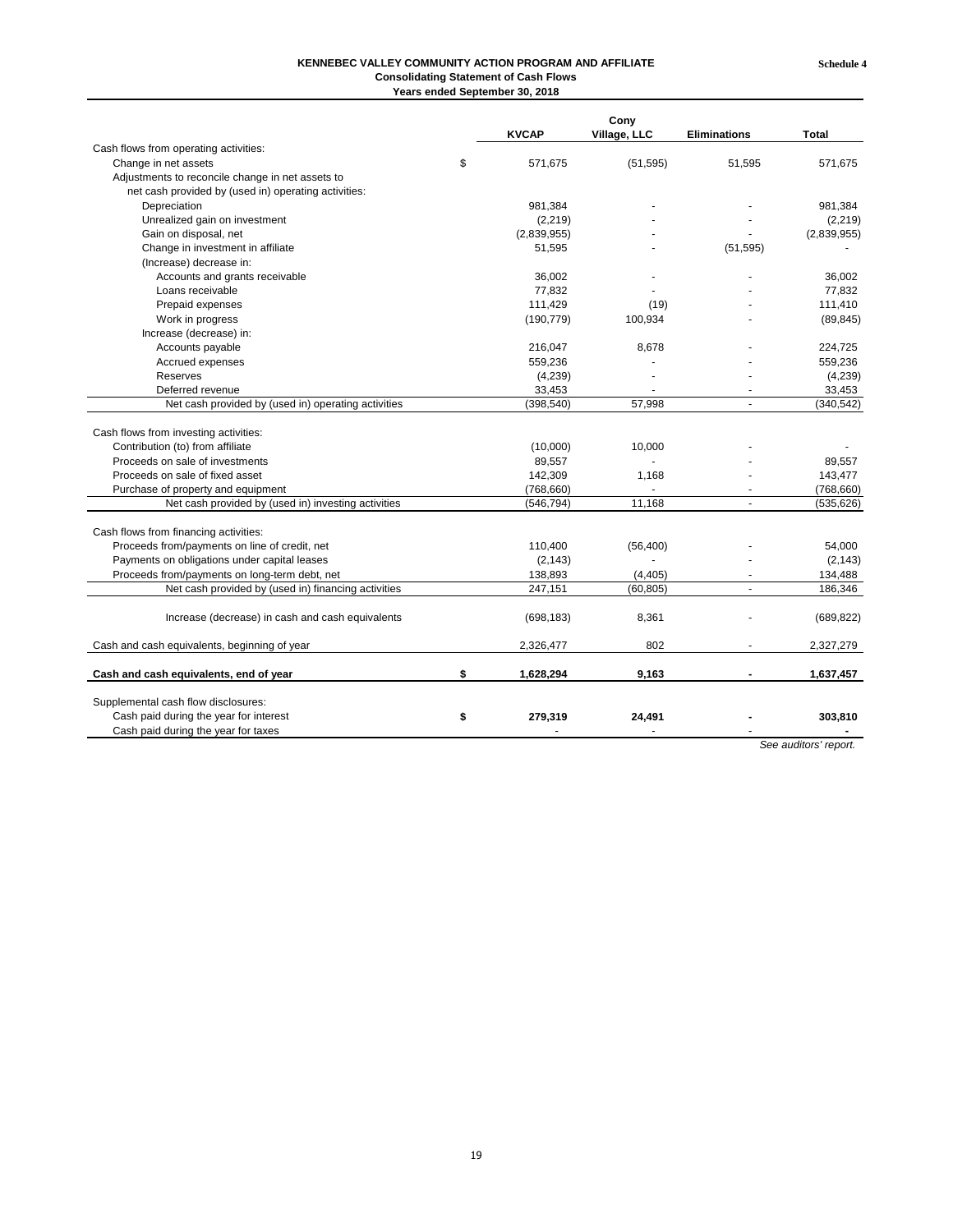**KENNEBEC VALLEY COMMUNITY ACTION PROGRAM AND AFFILIATE**
**Consolidating Statement of Cash Flows**
**Years ended September 30, 2018**

**Schedule 4**

| | KVCAP | Cony Village, LLC | Eliminations | Total |
|---|---|---|---|---|
| Cash flows from operating activities: | | | | |
| Change in net assets | $ 571,675 | (51,595) | 51,595 | 571,675 |
| Adjustments to reconcile change in net assets to net cash provided by (used in) operating activities: | | | | |
| Depreciation | 981,384 | - | - | 981,384 |
| Unrealized gain on investment | (2,219) | - | - | (2,219) |
| Gain on disposal, net | (2,839,955) | - | - | (2,839,955) |
| Change in investment in affiliate | 51,595 | - | (51,595) | - |
| (Increase) decrease in: | | | | |
| Accounts and grants receivable | 36,002 | - | - | 36,002 |
| Loans receivable | 77,832 | - | - | 77,832 |
| Prepaid expenses | 111,429 | (19) | - | 111,410 |
| Work in progress | (190,779) | 100,934 | - | (89,845) |
| Increase (decrease) in: | | | | |
| Accounts payable | 216,047 | 8,678 | - | 224,725 |
| Accrued expenses | 559,236 | - | - | 559,236 |
| Reserves | (4,239) | - | - | (4,239) |
| Deferred revenue | 33,453 | - | - | 33,453 |
| Net cash provided by (used in) operating activities | (398,540) | 57,998 | - | (340,542) |
| Cash flows from investing activities: | | | | |
| Contribution (to) from affiliate | (10,000) | 10,000 | | - |
| Proceeds on sale of investments | 89,557 | - | - | 89,557 |
| Proceeds on sale of fixed asset | 142,309 | 1,168 | - | 143,477 |
| Purchase of property and equipment | (768,660) | - | - | (768,660) |
| Net cash provided by (used in) investing activities | (546,794) | 11,168 | - | (535,626) |
| Cash flows from financing activities: | | | | |
| Proceeds from/payments on line of credit, net | 110,400 | (56,400) | - | 54,000 |
| Payments on obligations under capital leases | (2,143) | - | - | (2,143) |
| Proceeds from/payments on long-term debt, net | 138,893 | (4,405) | - | 134,488 |
| Net cash provided by (used in) financing activities | 247,151 | (60,805) | - | 186,346 |
| Increase (decrease) in cash and cash equivalents | (698,183) | 8,361 | - | (689,822) |
| Cash and cash equivalents, beginning of year | 2,326,477 | 802 | - | 2,327,279 |
| **Cash and cash equivalents, end of year** | **$ 1,628,294** | **9,163** | **-** | **1,637,457** |
| Supplemental cash flow disclosures: | | | | |
| Cash paid during the year for interest | **$ 279,319** | **24,491** | **-** | **303,810** |
| Cash paid during the year for taxes | - | - | - | **-** |

*See auditors' report.*